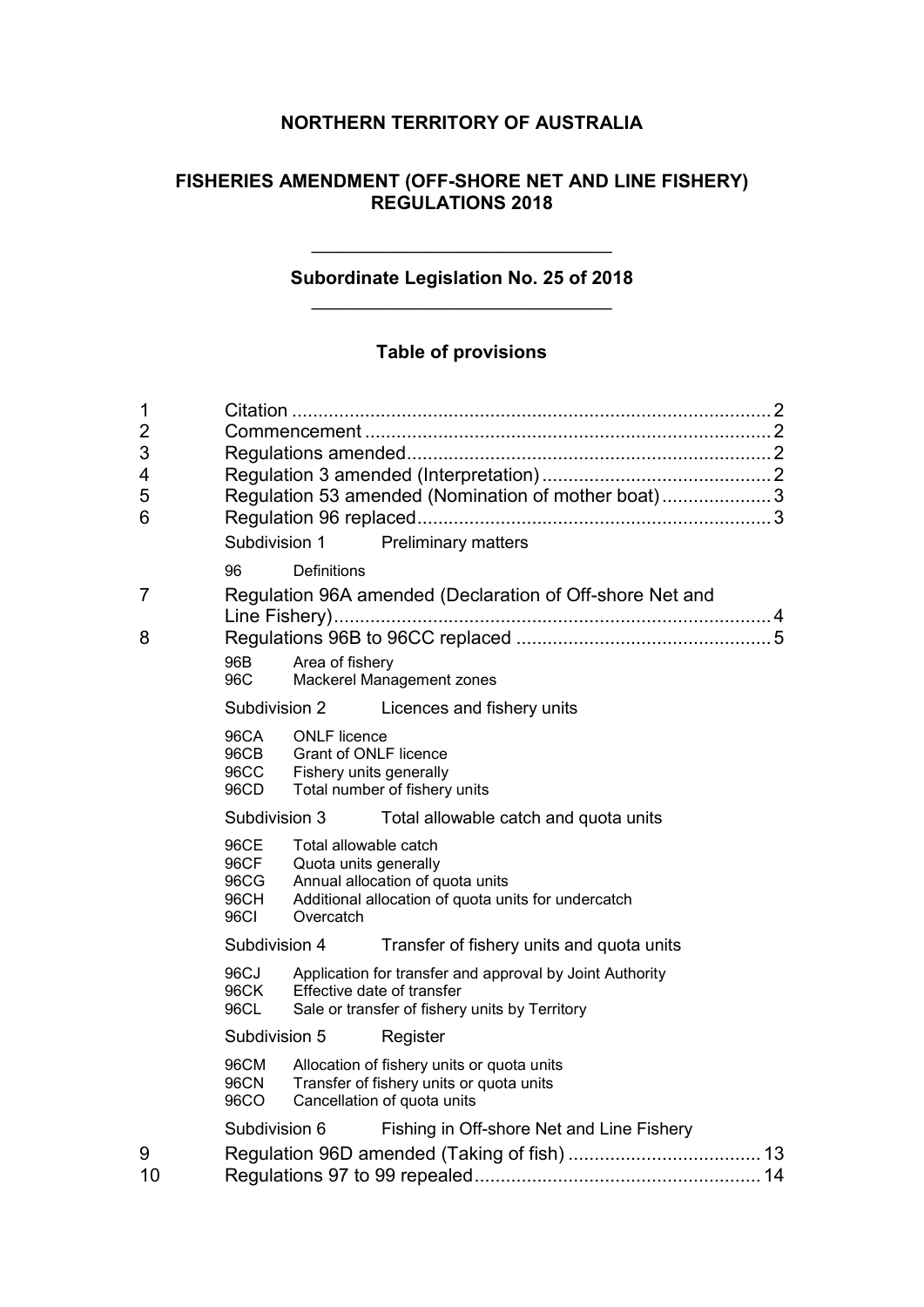# NORTHERN TERRITORY OF AUSTRALIA

## FISHERIES AMENDMENT (OFF-SHORE NET AND LINE FISHERY) REGULATIONS 2018

---

### Subordinate Legislation No. 25 of 2018

---

### Table of provisions

1 Citation ........................................................................................... 2

2 Commencement ............................................................................. 2

3 Regulations amended..................................................................... 2

4 Regulation 3 amended (Interpretation) ............................................ 2

5 Regulation 53 amended (Nomination of mother boat) ..................... 3

6 Regulation 96 replaced ................................................................... 3

Subdivision 1 Preliminary matters

96 Definitions

7 Regulation 96A amended (Declaration of Off-shore Net and Line Fishery) ................................................................................... 4

8 Regulations 96B to 96CC replaced ................................................ 5

96B Area of fishery
96C Mackerel Management zones

Subdivision 2 Licences and fishery units

96CA ONLF licence
96CB Grant of ONLF licence
96CC Fishery units generally
96CD Total number of fishery units

Subdivision 3 Total allowable catch and quota units

96CE Total allowable catch
96CF Quota units generally
96CG Annual allocation of quota units
96CH Additional allocation of quota units for undercatch
96CI Overcatch

Subdivision 4 Transfer of fishery units and quota units

96CJ Application for transfer and approval by Joint Authority
96CK Effective date of transfer
96CL Sale or transfer of fishery units by Territory

Subdivision 5 Register

96CM Allocation of fishery units or quota units
96CN Transfer of fishery units or quota units
96CO Cancellation of quota units

Subdivision 6 Fishing in Off-shore Net and Line Fishery

9 Regulation 96D amended (Taking of fish) ..................................... 13

10 Regulations 97 to 99 repealed ...................................................... 14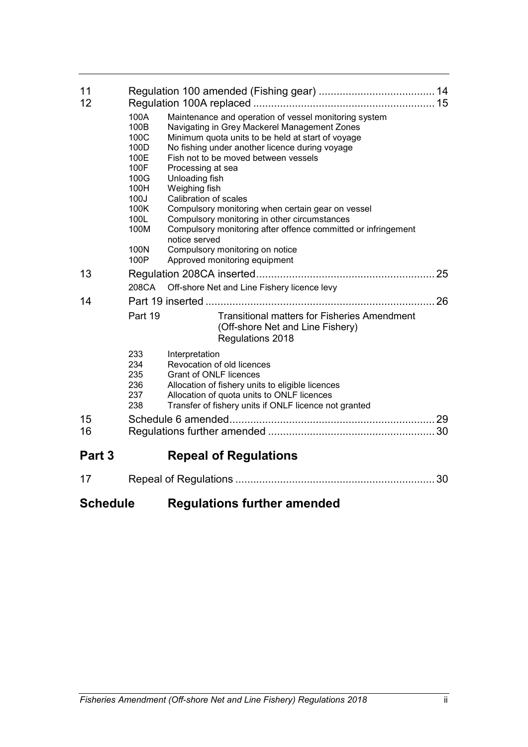11 Regulation 100 amended (Fishing gear) ....................................... 14

12 Regulation 100A replaced ............................................................ 15

- 100A Maintenance and operation of vessel monitoring system
- 100B Navigating in Grey Mackerel Management Zones
- 100C Minimum quota units to be held at start of voyage
- 100D No fishing under another licence during voyage
- 100E Fish not to be moved between vessels
- 100F Processing at sea
- 100G Unloading fish
- 100H Weighing fish
- 100J Calibration of scales
- 100K Compulsory monitoring when certain gear on vessel
- 100L Compulsory monitoring in other circumstances
- 100M Compulsory monitoring after offence committed or infringement notice served
- 100N Compulsory monitoring on notice
- 100P Approved monitoring equipment

13 Regulation 208CA inserted........................................................... 25

- 208CA Off-shore Net and Line Fishery licence levy

14 Part 19 inserted ............................................................................ 26

- Part 19 Transitional matters for Fisheries Amendment (Off-shore Net and Line Fishery) Regulations 2018
  - 233 Interpretation
  - 234 Revocation of old licences
  - 235 Grant of ONLF licences
  - 236 Allocation of fishery units to eligible licences
  - 237 Allocation of quota units to ONLF licences
  - 238 Transfer of fishery units if ONLF licence not granted

15 Schedule 6 amended.................................................................... 29

16 Regulations further amended ....................................................... 30

## Part 3 Repeal of Regulations

17 Repeal of Regulations .................................................................. 30

## Schedule Regulations further amended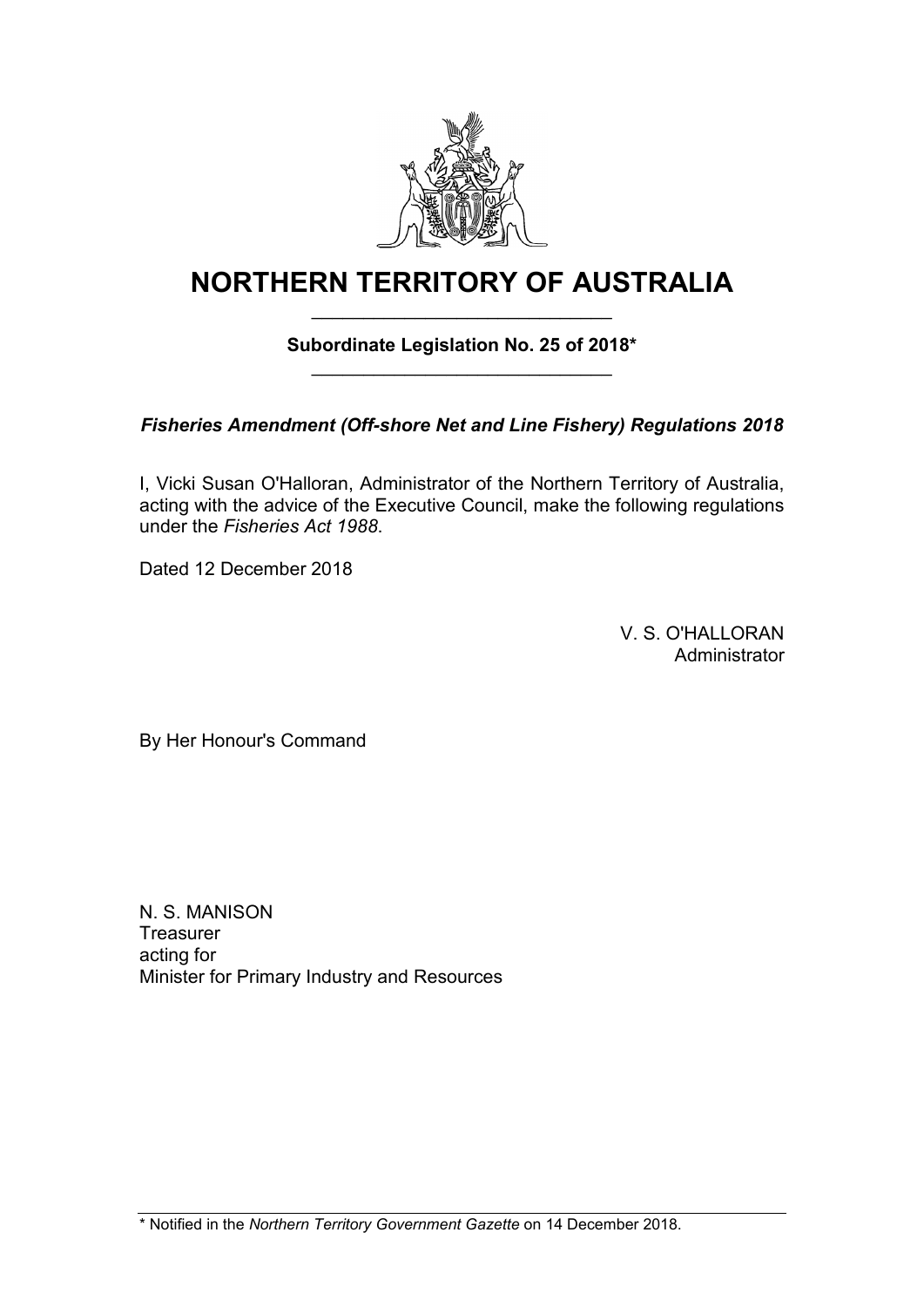# NORTHERN TERRITORY OF AUSTRALIA

**Subordinate Legislation No. 25 of 2018***

***Fisheries Amendment (Off-shore Net and Line Fishery) Regulations 2018***

I, Vicki Susan O'Halloran, Administrator of the Northern Territory of Australia, acting with the advice of the Executive Council, make the following regulations under the *Fisheries Act 1988*.

Dated 12 December 2018

V. S. O'HALLORAN
Administrator

By Her Honour's Command

N. S. MANISON
Treasurer
acting for
Minister for Primary Industry and Resources

* Notified in the *Northern Territory Government Gazette* on 14 December 2018.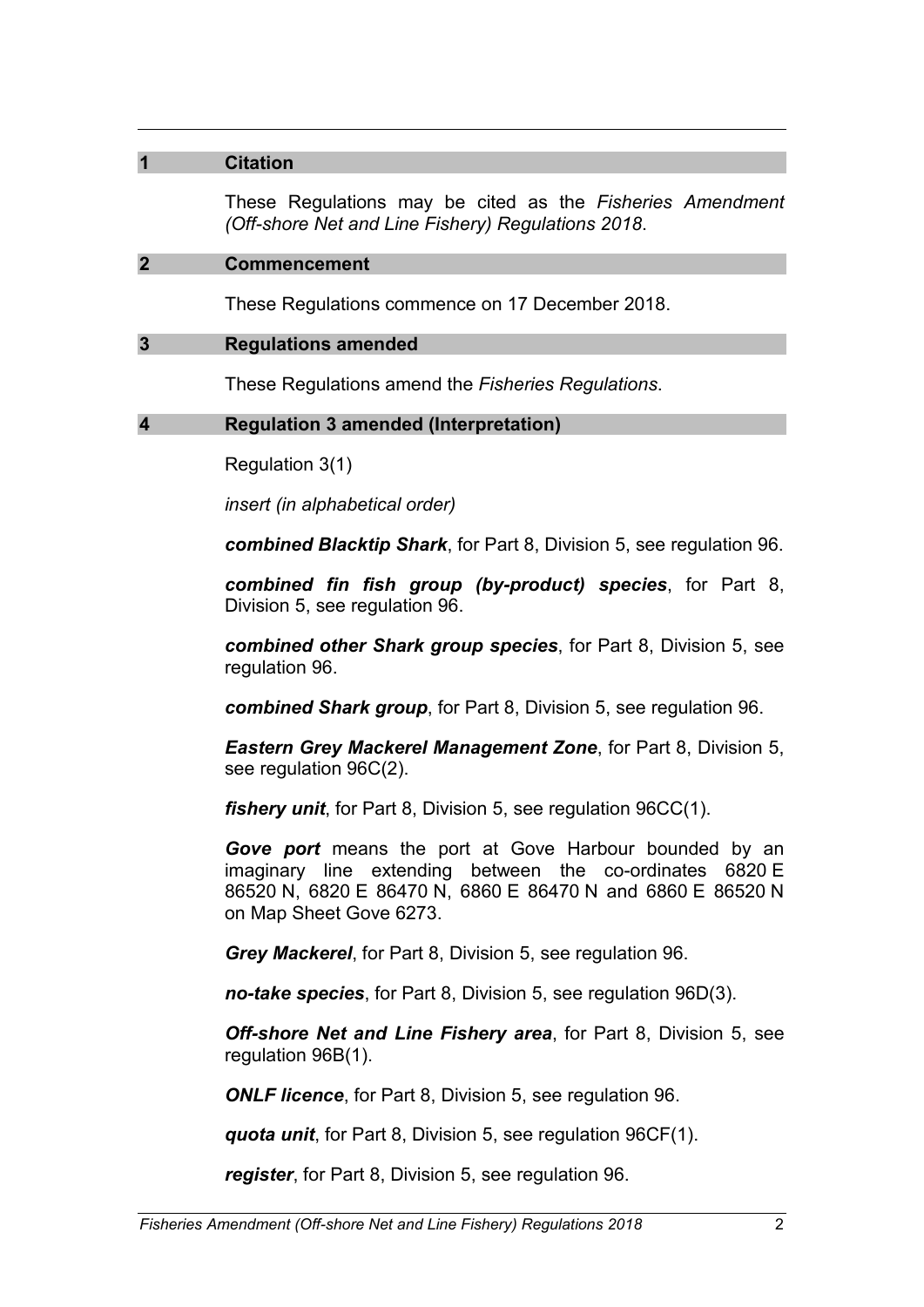## 1 Citation

These Regulations may be cited as the *Fisheries Amendment (Off-shore Net and Line Fishery) Regulations 2018*.

## 2 Commencement

These Regulations commence on 17 December 2018.

## 3 Regulations amended

These Regulations amend the *Fisheries Regulations*.

## 4 Regulation 3 amended (Interpretation)

Regulation 3(1)

*insert (in alphabetical order)*

***combined Blacktip Shark***, for Part 8, Division 5, see regulation 96.

***combined fin fish group (by-product) species***, for Part 8, Division 5, see regulation 96.

***combined other Shark group species***, for Part 8, Division 5, see regulation 96.

***combined Shark group***, for Part 8, Division 5, see regulation 96.

***Eastern Grey Mackerel Management Zone***, for Part 8, Division 5, see regulation 96C(2).

***fishery unit***, for Part 8, Division 5, see regulation 96CC(1).

***Gove port*** means the port at Gove Harbour bounded by an imaginary line extending between the co-ordinates 6820 E 86520 N, 6820 E 86470 N, 6860 E 86470 N and 6860 E 86520 N on Map Sheet Gove 6273.

***Grey Mackerel***, for Part 8, Division 5, see regulation 96.

***no-take species***, for Part 8, Division 5, see regulation 96D(3).

***Off-shore Net and Line Fishery area***, for Part 8, Division 5, see regulation 96B(1).

***ONLF licence***, for Part 8, Division 5, see regulation 96.

***quota unit***, for Part 8, Division 5, see regulation 96CF(1).

***register***, for Part 8, Division 5, see regulation 96.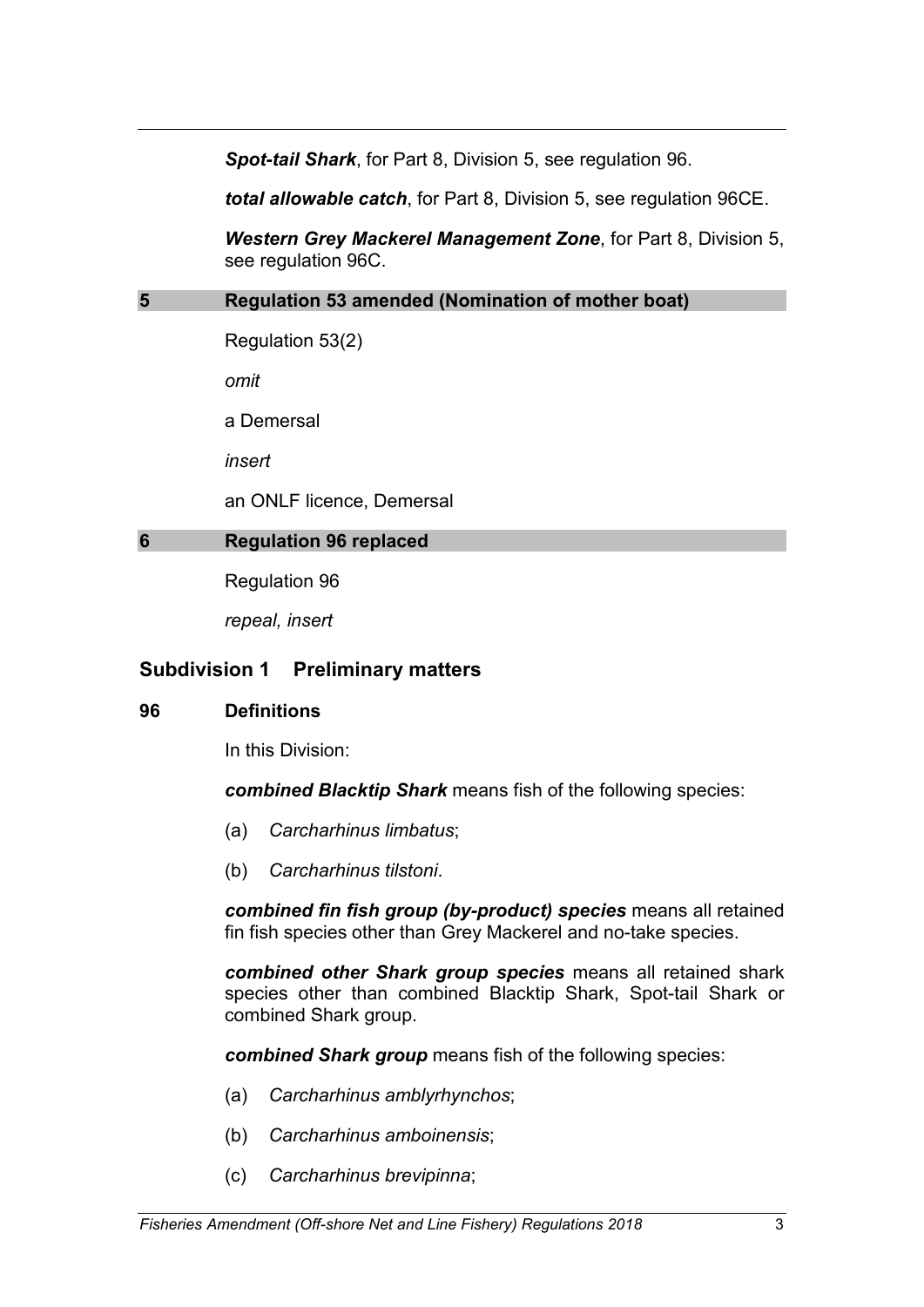***Spot-tail Shark***, for Part 8, Division 5, see regulation 96.

***total allowable catch***, for Part 8, Division 5, see regulation 96CE.

***Western Grey Mackerel Management Zone***, for Part 8, Division 5, see regulation 96C.

## 5 Regulation 53 amended (Nomination of mother boat)

Regulation 53(2)

*omit*

a Demersal

*insert*

an ONLF licence, Demersal

## 6 Regulation 96 replaced

Regulation 96

*repeal, insert*

### Subdivision 1 Preliminary matters

#### 96 Definitions

In this Division:

***combined Blacktip Shark*** means fish of the following species:

(a) *Carcharhinus limbatus*;

(b) *Carcharhinus tilstoni*.

***combined fin fish group (by-product) species*** means all retained fin fish species other than Grey Mackerel and no-take species.

***combined other Shark group species*** means all retained shark species other than combined Blacktip Shark, Spot-tail Shark or combined Shark group.

***combined Shark group*** means fish of the following species:

(a) *Carcharhinus amblyrhynchos*;

(b) *Carcharhinus amboinensis*;

(c) *Carcharhinus brevipinna*;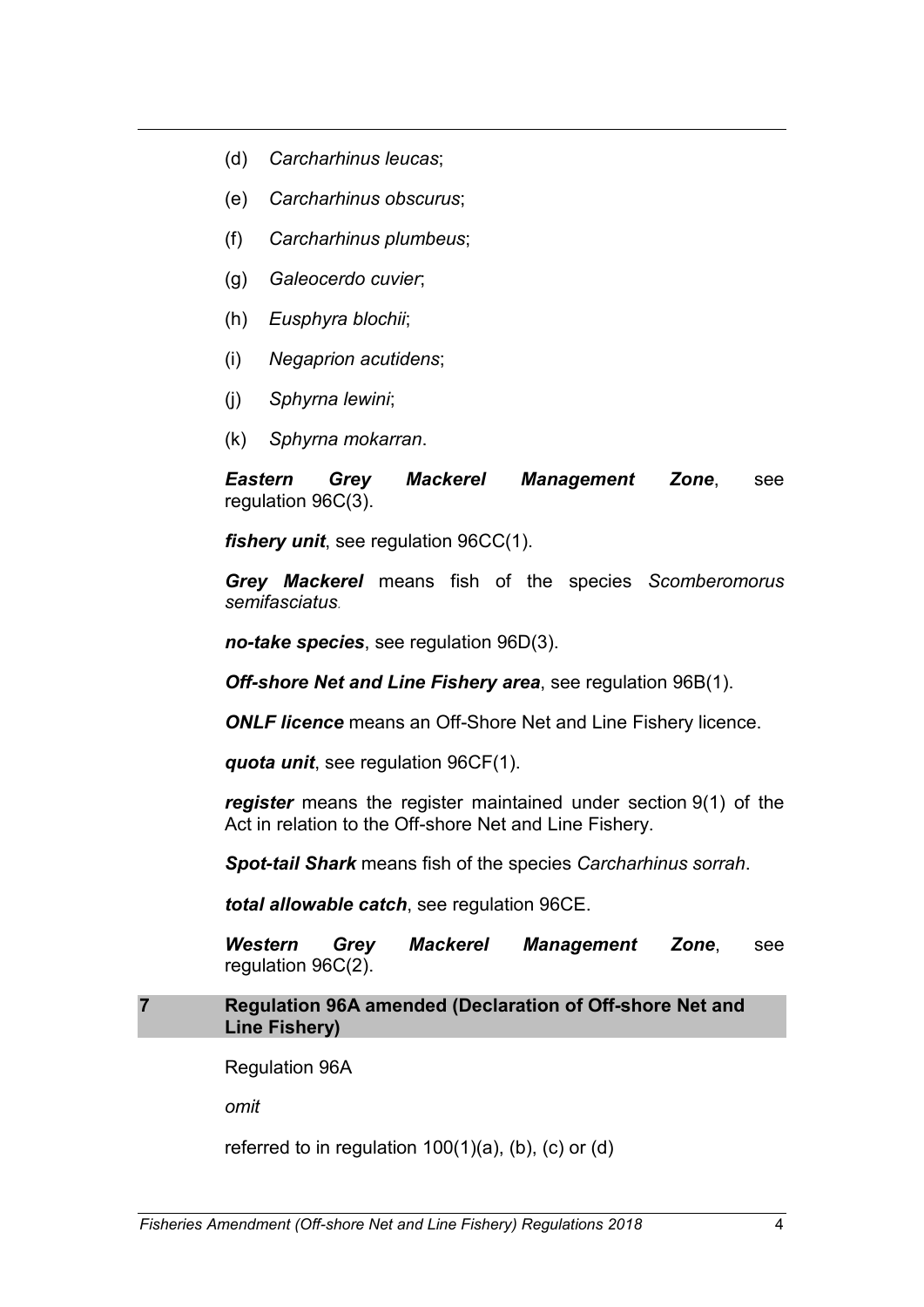(d) *Carcharhinus leucas*;

(e) *Carcharhinus obscurus*;

(f) *Carcharhinus plumbeus*;

(g) *Galeocerdo cuvier*;

(h) *Eusphyra blochii*;

(i) *Negaprion acutidens*;

(j) *Sphyrna lewini*;

(k) *Sphyrna mokarran*.

***Eastern Grey Mackerel Management Zone***, see regulation 96C(3).

***fishery unit***, see regulation 96CC(1).

***Grey Mackerel*** means fish of the species *Scomberomorus semifasciatus*.

***no-take species***, see regulation 96D(3).

***Off-shore Net and Line Fishery area***, see regulation 96B(1).

***ONLF licence*** means an Off-Shore Net and Line Fishery licence.

***quota unit***, see regulation 96CF(1).

***register*** means the register maintained under section 9(1) of the Act in relation to the Off-shore Net and Line Fishery.

***Spot-tail Shark*** means fish of the species *Carcharhinus sorrah*.

***total allowable catch***, see regulation 96CE.

***Western Grey Mackerel Management Zone***, see regulation 96C(2).

## 7 Regulation 96A amended (Declaration of Off-shore Net and Line Fishery)

Regulation 96A

*omit*

referred to in regulation 100(1)(a), (b), (c) or (d)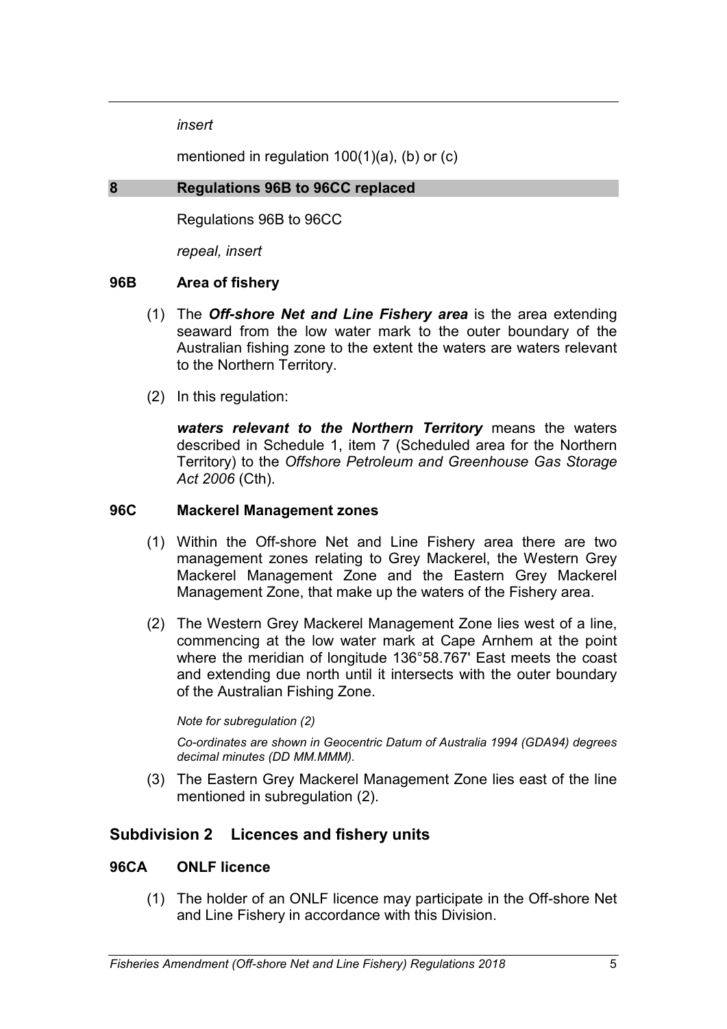*insert*

mentioned in regulation 100(1)(a), (b) or (c)

## 8 Regulations 96B to 96CC replaced

Regulations 96B to 96CC

*repeal, insert*

### 96B Area of fishery

(1) The ***Off-shore Net and Line Fishery area*** is the area extending seaward from the low water mark to the outer boundary of the Australian fishing zone to the extent the waters are waters relevant to the Northern Territory.

(2) In this regulation:

***waters relevant to the Northern Territory*** means the waters described in Schedule 1, item 7 (Scheduled area for the Northern Territory) to the *Offshore Petroleum and Greenhouse Gas Storage Act 2006* (Cth).

### 96C Mackerel Management zones

(1) Within the Off-shore Net and Line Fishery area there are two management zones relating to Grey Mackerel, the Western Grey Mackerel Management Zone and the Eastern Grey Mackerel Management Zone, that make up the waters of the Fishery area.

(2) The Western Grey Mackerel Management Zone lies west of a line, commencing at the low water mark at Cape Arnhem at the point where the meridian of longitude 136°58.767' East meets the coast and extending due north until it intersects with the outer boundary of the Australian Fishing Zone.

*Note for subregulation (2)*

*Co-ordinates are shown in Geocentric Datum of Australia 1994 (GDA94) degrees decimal minutes (DD MM.MMM).*

(3) The Eastern Grey Mackerel Management Zone lies east of the line mentioned in subregulation (2).

## Subdivision 2 Licences and fishery units

### 96CA ONLF licence

(1) The holder of an ONLF licence may participate in the Off-shore Net and Line Fishery in accordance with this Division.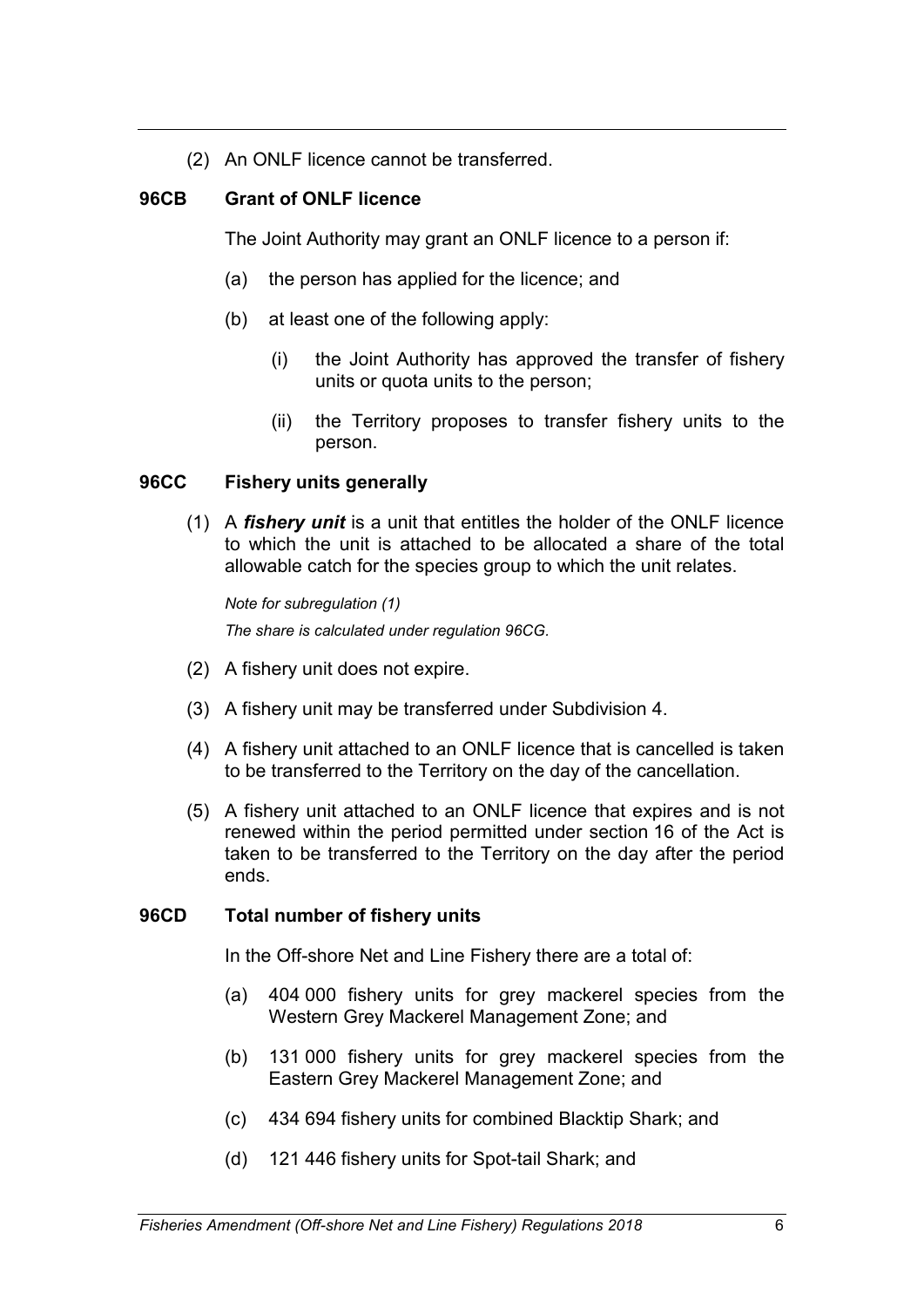(2) An ONLF licence cannot be transferred.

### 96CB Grant of ONLF licence

The Joint Authority may grant an ONLF licence to a person if:

(a) the person has applied for the licence; and

(b) at least one of the following apply:

(i) the Joint Authority has approved the transfer of fishery units or quota units to the person;

(ii) the Territory proposes to transfer fishery units to the person.

### 96CC Fishery units generally

(1) A ***fishery unit*** is a unit that entitles the holder of the ONLF licence to which the unit is attached to be allocated a share of the total allowable catch for the species group to which the unit relates.

*Note for subregulation (1)*

*The share is calculated under regulation 96CG.*

(2) A fishery unit does not expire.

(3) A fishery unit may be transferred under Subdivision 4.

(4) A fishery unit attached to an ONLF licence that is cancelled is taken to be transferred to the Territory on the day of the cancellation.

(5) A fishery unit attached to an ONLF licence that expires and is not renewed within the period permitted under section 16 of the Act is taken to be transferred to the Territory on the day after the period ends.

### 96CD Total number of fishery units

In the Off-shore Net and Line Fishery there are a total of:

(a) 404 000 fishery units for grey mackerel species from the Western Grey Mackerel Management Zone; and

(b) 131 000 fishery units for grey mackerel species from the Eastern Grey Mackerel Management Zone; and

(c) 434 694 fishery units for combined Blacktip Shark; and

(d) 121 446 fishery units for Spot-tail Shark; and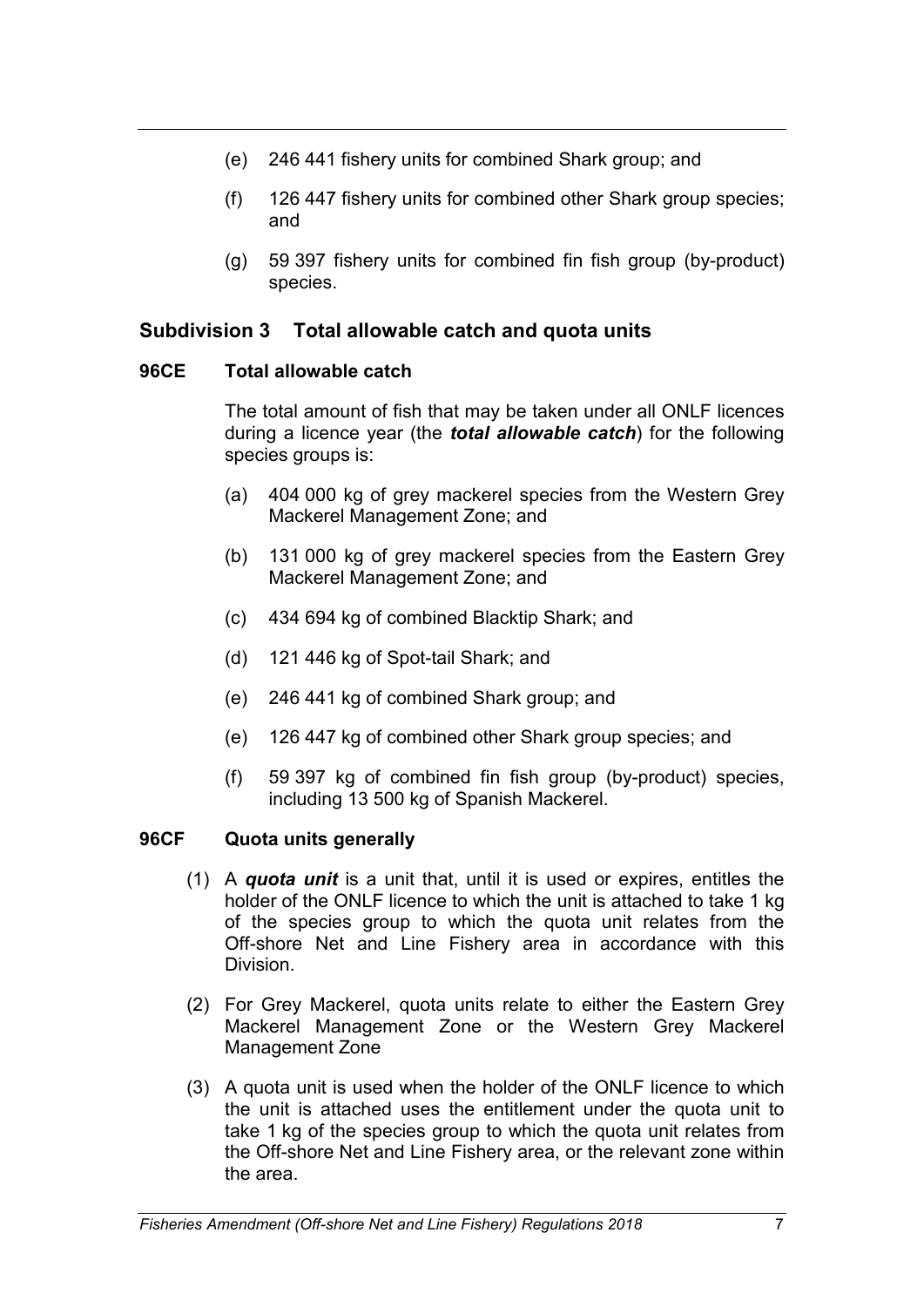(e) 246 441 fishery units for combined Shark group; and

(f) 126 447 fishery units for combined other Shark group species; and

(g) 59 397 fishery units for combined fin fish group (by-product) species.

## Subdivision 3 Total allowable catch and quota units

### 96CE Total allowable catch

The total amount of fish that may be taken under all ONLF licences during a licence year (the ***total allowable catch***) for the following species groups is:

(a) 404 000 kg of grey mackerel species from the Western Grey Mackerel Management Zone; and

(b) 131 000 kg of grey mackerel species from the Eastern Grey Mackerel Management Zone; and

(c) 434 694 kg of combined Blacktip Shark; and

(d) 121 446 kg of Spot-tail Shark; and

(e) 246 441 kg of combined Shark group; and

(e) 126 447 kg of combined other Shark group species; and

(f) 59 397 kg of combined fin fish group (by-product) species, including 13 500 kg of Spanish Mackerel.

### 96CF Quota units generally

(1) A ***quota unit*** is a unit that, until it is used or expires, entitles the holder of the ONLF licence to which the unit is attached to take 1 kg of the species group to which the quota unit relates from the Off-shore Net and Line Fishery area in accordance with this Division.

(2) For Grey Mackerel, quota units relate to either the Eastern Grey Mackerel Management Zone or the Western Grey Mackerel Management Zone

(3) A quota unit is used when the holder of the ONLF licence to which the unit is attached uses the entitlement under the quota unit to take 1 kg of the species group to which the quota unit relates from the Off-shore Net and Line Fishery area, or the relevant zone within the area.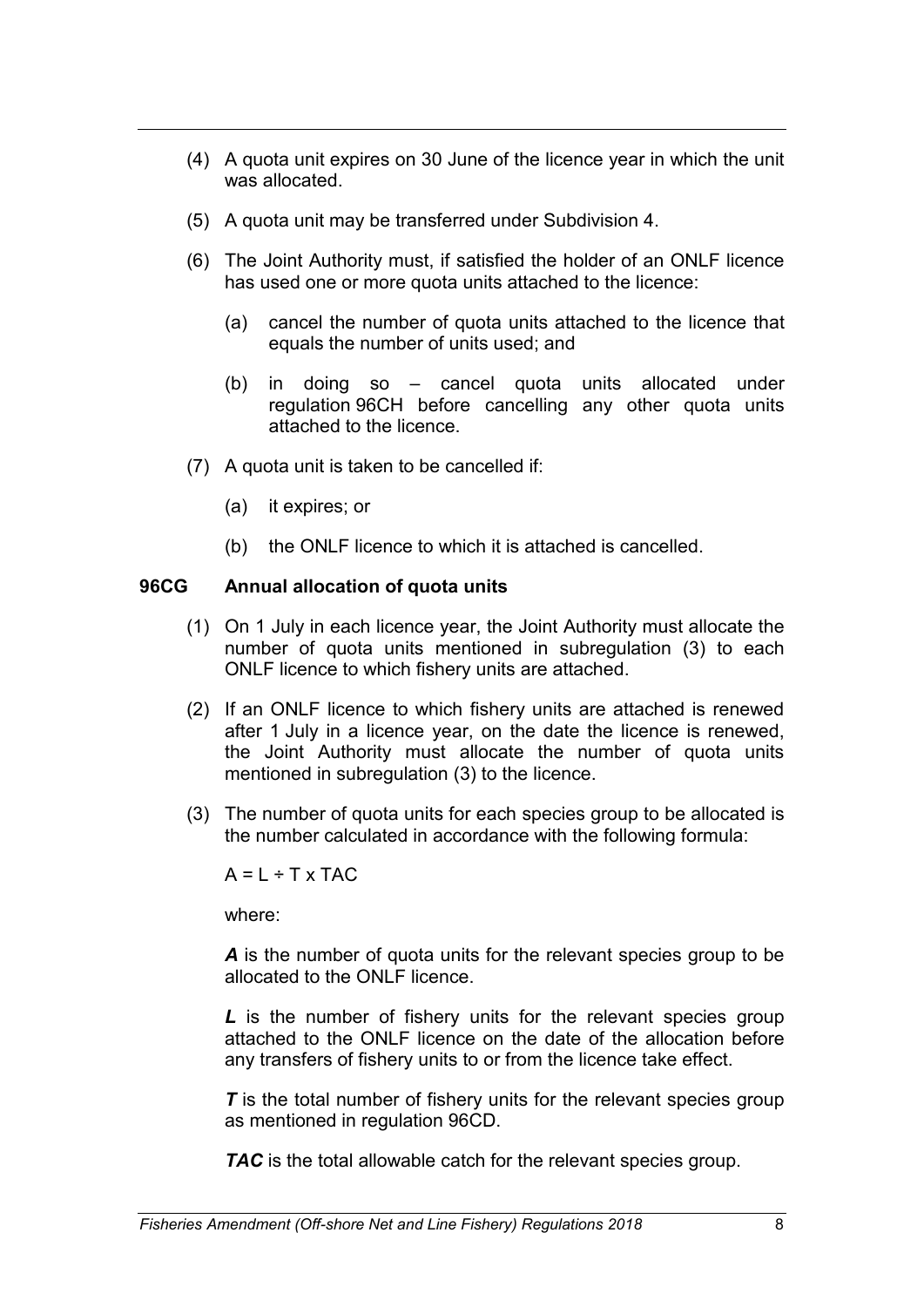(4) A quota unit expires on 30 June of the licence year in which the unit was allocated.

(5) A quota unit may be transferred under Subdivision 4.

(6) The Joint Authority must, if satisfied the holder of an ONLF licence has used one or more quota units attached to the licence:

(a) cancel the number of quota units attached to the licence that equals the number of units used; and

(b) in doing so – cancel quota units allocated under regulation 96CH before cancelling any other quota units attached to the licence.

(7) A quota unit is taken to be cancelled if:

(a) it expires; or

(b) the ONLF licence to which it is attached is cancelled.

**96CG Annual allocation of quota units**

(1) On 1 July in each licence year, the Joint Authority must allocate the number of quota units mentioned in subregulation (3) to each ONLF licence to which fishery units are attached.

(2) If an ONLF licence to which fishery units are attached is renewed after 1 July in a licence year, on the date the licence is renewed, the Joint Authority must allocate the number of quota units mentioned in subregulation (3) to the licence.

(3) The number of quota units for each species group to be allocated is the number calculated in accordance with the following formula:

$A = L \div T \times TAC$

where:

***A*** is the number of quota units for the relevant species group to be allocated to the ONLF licence.

***L*** is the number of fishery units for the relevant species group attached to the ONLF licence on the date of the allocation before any transfers of fishery units to or from the licence take effect.

***T*** is the total number of fishery units for the relevant species group as mentioned in regulation 96CD.

***TAC*** is the total allowable catch for the relevant species group.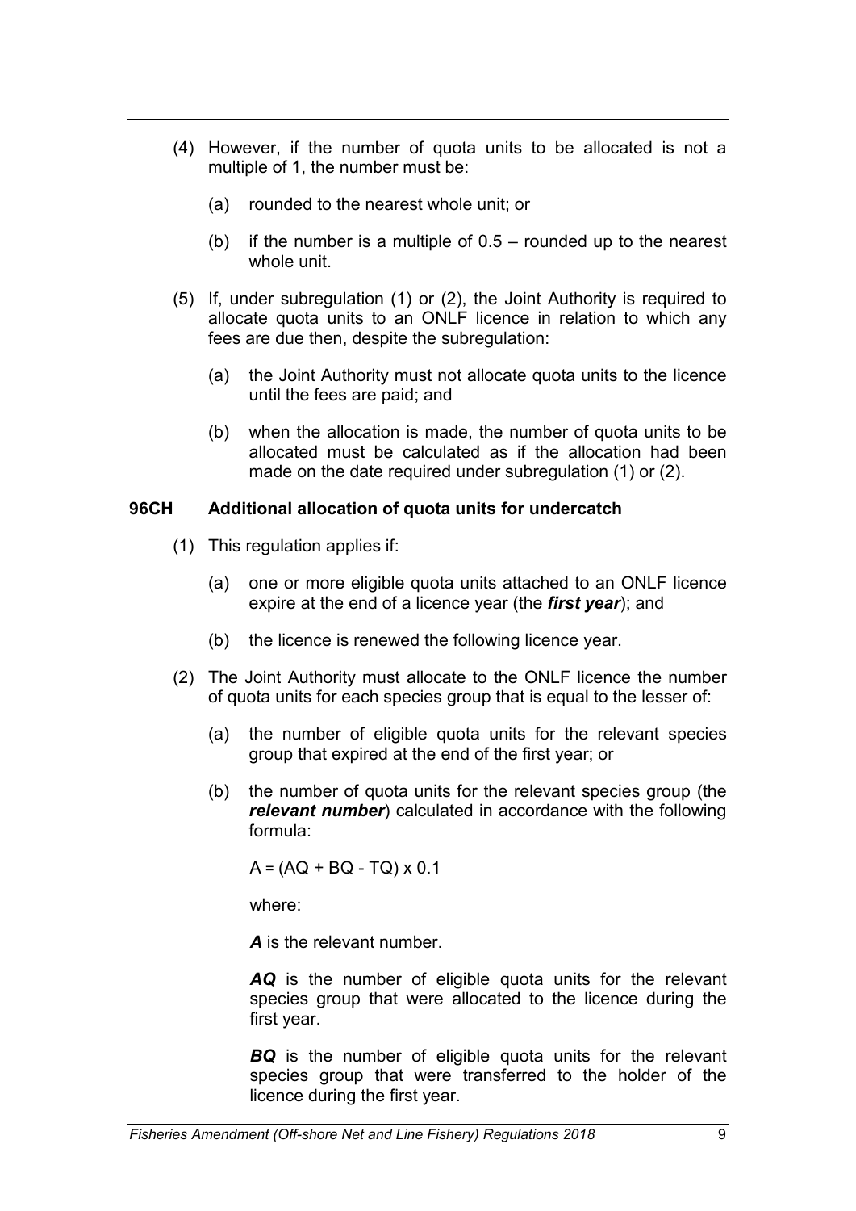(4) However, if the number of quota units to be allocated is not a multiple of 1, the number must be:

(a) rounded to the nearest whole unit; or

(b) if the number is a multiple of 0.5 – rounded up to the nearest whole unit.

(5) If, under subregulation (1) or (2), the Joint Authority is required to allocate quota units to an ONLF licence in relation to which any fees are due then, despite the subregulation:

(a) the Joint Authority must not allocate quota units to the licence until the fees are paid; and

(b) when the allocation is made, the number of quota units to be allocated must be calculated as if the allocation had been made on the date required under subregulation (1) or (2).

### 96CH Additional allocation of quota units for undercatch

(1) This regulation applies if:

(a) one or more eligible quota units attached to an ONLF licence expire at the end of a licence year (the ***first year***); and

(b) the licence is renewed the following licence year.

(2) The Joint Authority must allocate to the ONLF licence the number of quota units for each species group that is equal to the lesser of:

(a) the number of eligible quota units for the relevant species group that expired at the end of the first year; or

(b) the number of quota units for the relevant species group (the ***relevant number***) calculated in accordance with the following formula:

$$A = (AQ + BQ - TQ) \times 0.1$$

where:

***A*** is the relevant number.

***AQ*** is the number of eligible quota units for the relevant species group that were allocated to the licence during the first year.

***BQ*** is the number of eligible quota units for the relevant species group that were transferred to the holder of the licence during the first year.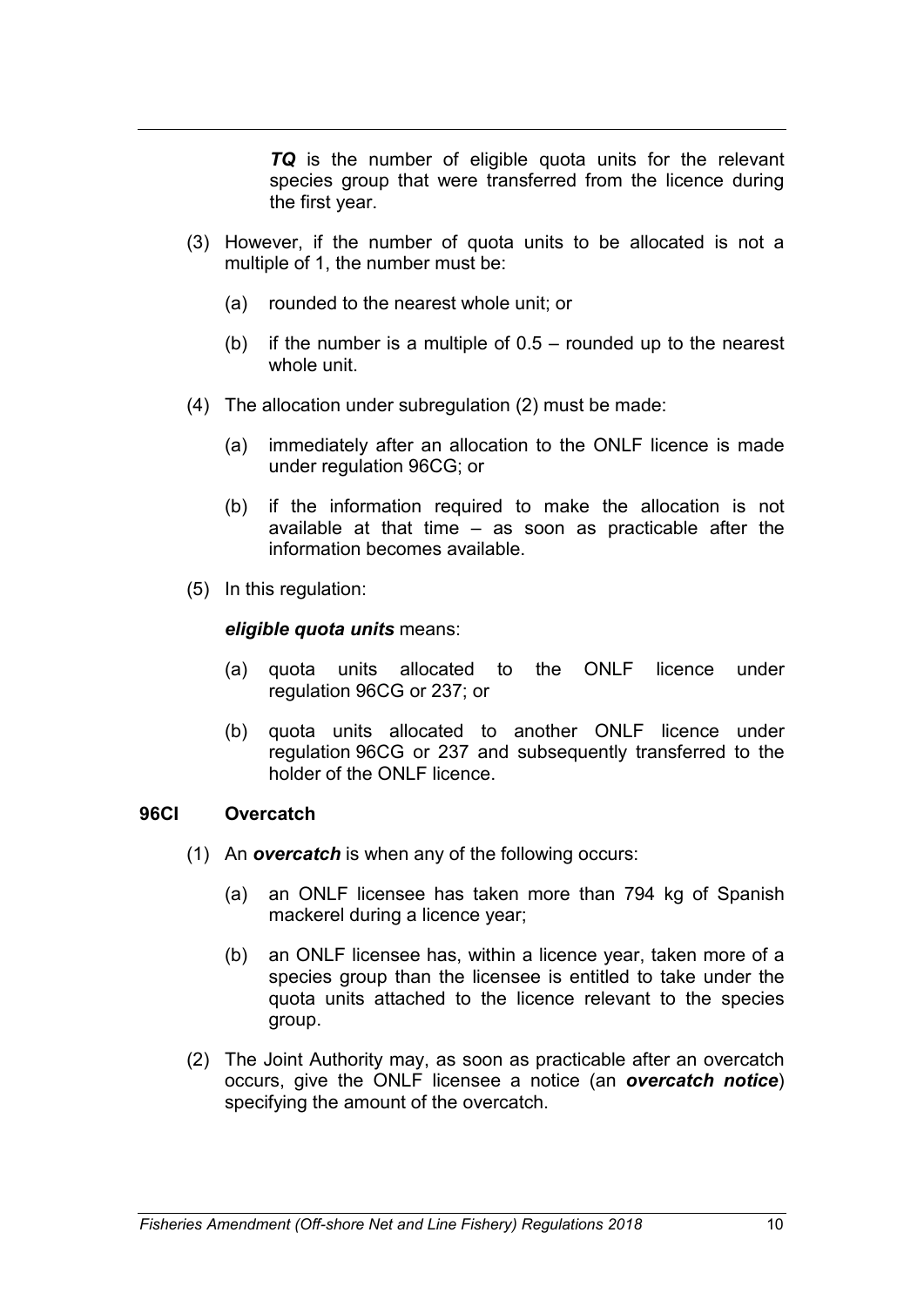***TQ*** is the number of eligible quota units for the relevant species group that were transferred from the licence during the first year.

(3) However, if the number of quota units to be allocated is not a multiple of 1, the number must be:

(a) rounded to the nearest whole unit; or

(b) if the number is a multiple of 0.5 – rounded up to the nearest whole unit.

(4) The allocation under subregulation (2) must be made:

(a) immediately after an allocation to the ONLF licence is made under regulation 96CG; or

(b) if the information required to make the allocation is not available at that time – as soon as practicable after the information becomes available.

(5) In this regulation:

***eligible quota units*** means:

(a) quota units allocated to the ONLF licence under regulation 96CG or 237; or

(b) quota units allocated to another ONLF licence under regulation 96CG or 237 and subsequently transferred to the holder of the ONLF licence.

### 96CI Overcatch

(1) An ***overcatch*** is when any of the following occurs:

(a) an ONLF licensee has taken more than 794 kg of Spanish mackerel during a licence year;

(b) an ONLF licensee has, within a licence year, taken more of a species group than the licensee is entitled to take under the quota units attached to the licence relevant to the species group.

(2) The Joint Authority may, as soon as practicable after an overcatch occurs, give the ONLF licensee a notice (an ***overcatch notice***) specifying the amount of the overcatch.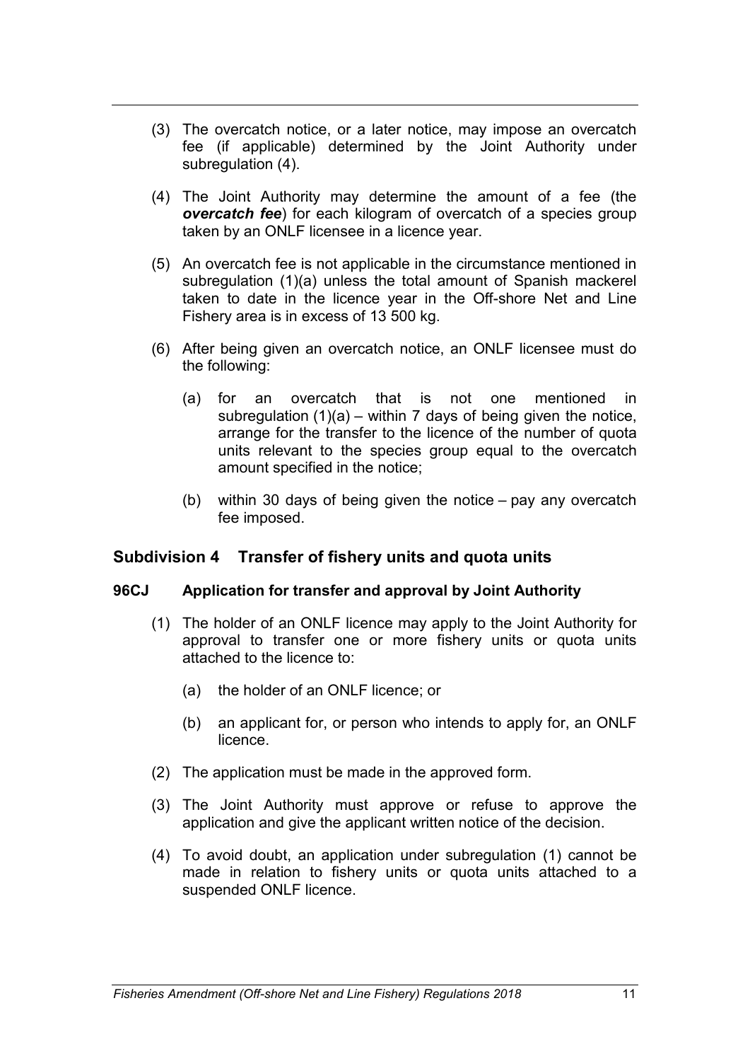(3) The overcatch notice, or a later notice, may impose an overcatch fee (if applicable) determined by the Joint Authority under subregulation (4).

(4) The Joint Authority may determine the amount of a fee (the ***overcatch fee***) for each kilogram of overcatch of a species group taken by an ONLF licensee in a licence year.

(5) An overcatch fee is not applicable in the circumstance mentioned in subregulation (1)(a) unless the total amount of Spanish mackerel taken to date in the licence year in the Off-shore Net and Line Fishery area is in excess of 13 500 kg.

(6) After being given an overcatch notice, an ONLF licensee must do the following:

(a) for an overcatch that is not one mentioned in subregulation (1)(a) – within 7 days of being given the notice, arrange for the transfer to the licence of the number of quota units relevant to the species group equal to the overcatch amount specified in the notice;

(b) within 30 days of being given the notice – pay any overcatch fee imposed.

## Subdivision 4 Transfer of fishery units and quota units

### 96CJ Application for transfer and approval by Joint Authority

(1) The holder of an ONLF licence may apply to the Joint Authority for approval to transfer one or more fishery units or quota units attached to the licence to:

(a) the holder of an ONLF licence; or

(b) an applicant for, or person who intends to apply for, an ONLF licence.

(2) The application must be made in the approved form.

(3) The Joint Authority must approve or refuse to approve the application and give the applicant written notice of the decision.

(4) To avoid doubt, an application under subregulation (1) cannot be made in relation to fishery units or quota units attached to a suspended ONLF licence.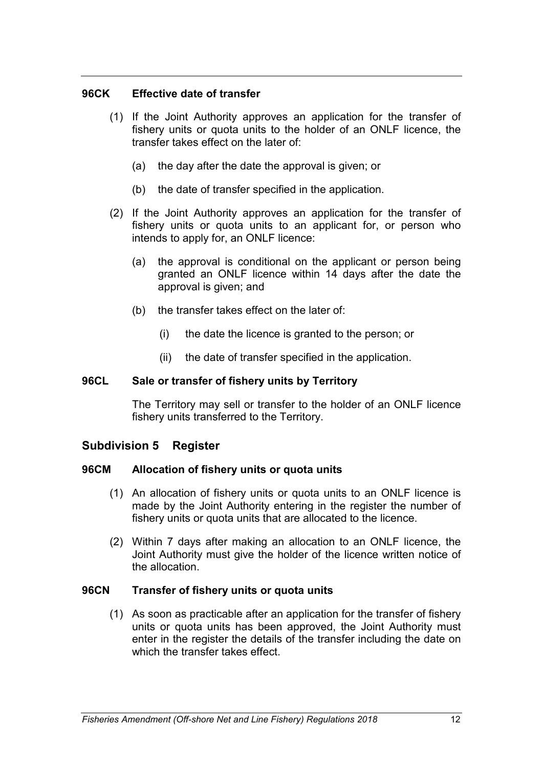### 96CK Effective date of transfer

(1) If the Joint Authority approves an application for the transfer of fishery units or quota units to the holder of an ONLF licence, the transfer takes effect on the later of:

(a) the day after the date the approval is given; or

(b) the date of transfer specified in the application.

(2) If the Joint Authority approves an application for the transfer of fishery units or quota units to an applicant for, or person who intends to apply for, an ONLF licence:

(a) the approval is conditional on the applicant or person being granted an ONLF licence within 14 days after the date the approval is given; and

(b) the transfer takes effect on the later of:

(i) the date the licence is granted to the person; or

(ii) the date of transfer specified in the application.

### 96CL Sale or transfer of fishery units by Territory

The Territory may sell or transfer to the holder of an ONLF licence fishery units transferred to the Territory.

## Subdivision 5 Register

### 96CM Allocation of fishery units or quota units

(1) An allocation of fishery units or quota units to an ONLF licence is made by the Joint Authority entering in the register the number of fishery units or quota units that are allocated to the licence.

(2) Within 7 days after making an allocation to an ONLF licence, the Joint Authority must give the holder of the licence written notice of the allocation.

### 96CN Transfer of fishery units or quota units

(1) As soon as practicable after an application for the transfer of fishery units or quota units has been approved, the Joint Authority must enter in the register the details of the transfer including the date on which the transfer takes effect.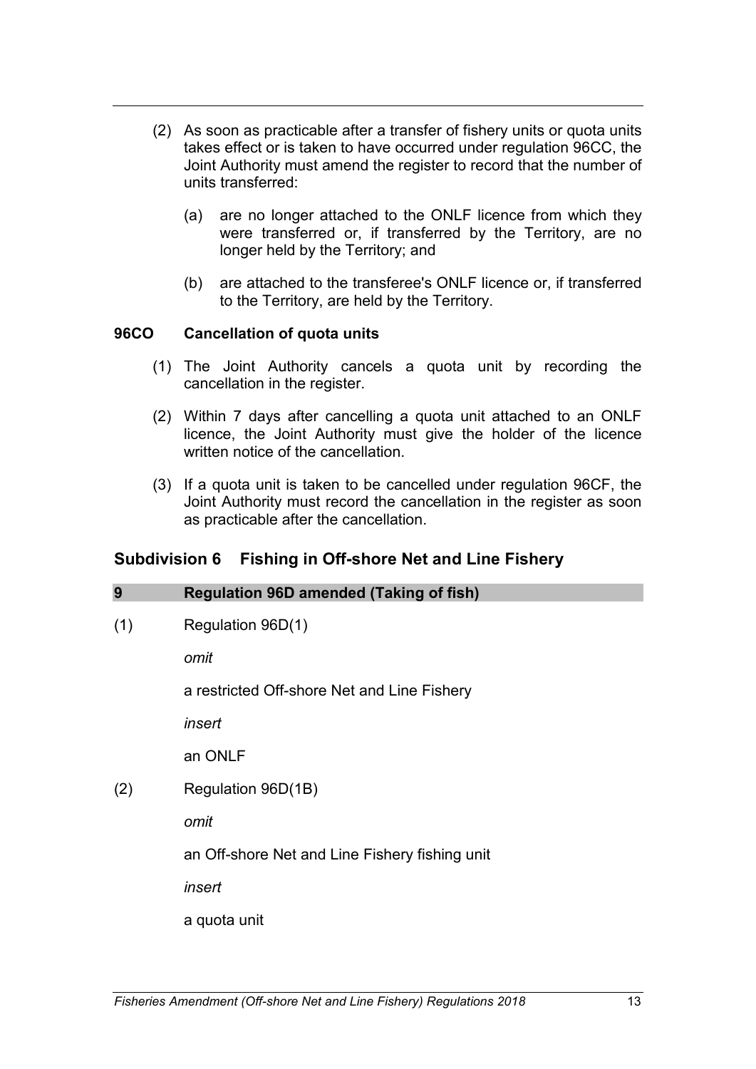(2) As soon as practicable after a transfer of fishery units or quota units takes effect or is taken to have occurred under regulation 96CC, the Joint Authority must amend the register to record that the number of units transferred:

(a) are no longer attached to the ONLF licence from which they were transferred or, if transferred by the Territory, are no longer held by the Territory; and

(b) are attached to the transferee's ONLF licence or, if transferred to the Territory, are held by the Territory.

**96CO Cancellation of quota units**

(1) The Joint Authority cancels a quota unit by recording the cancellation in the register.

(2) Within 7 days after cancelling a quota unit attached to an ONLF licence, the Joint Authority must give the holder of the licence written notice of the cancellation.

(3) If a quota unit is taken to be cancelled under regulation 96CF, the Joint Authority must record the cancellation in the register as soon as practicable after the cancellation.

## Subdivision 6 Fishing in Off-shore Net and Line Fishery

**9 Regulation 96D amended (Taking of fish)**

(1) Regulation 96D(1)

*omit*

a restricted Off-shore Net and Line Fishery

*insert*

an ONLF

(2) Regulation 96D(1B)

*omit*

an Off-shore Net and Line Fishery fishing unit

*insert*

a quota unit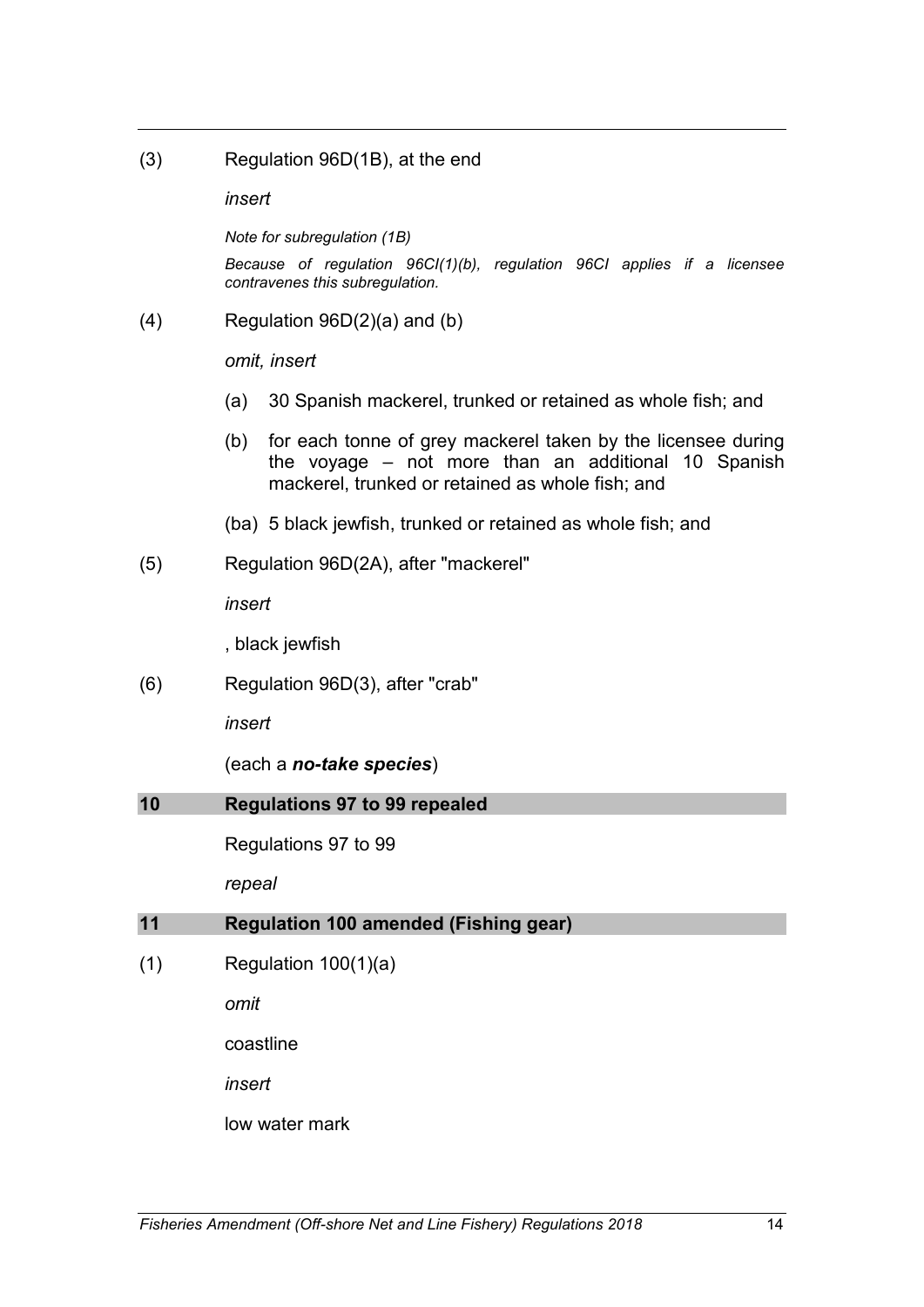(3) Regulation 96D(1B), at the end

*insert*

*Note for subregulation (1B)*

*Because of regulation 96CI(1)(b), regulation 96CI applies if a licensee contravenes this subregulation.*

(4) Regulation 96D(2)(a) and (b)

*omit, insert*

(a) 30 Spanish mackerel, trunked or retained as whole fish; and

(b) for each tonne of grey mackerel taken by the licensee during the voyage – not more than an additional 10 Spanish mackerel, trunked or retained as whole fish; and

(ba) 5 black jewfish, trunked or retained as whole fish; and

(5) Regulation 96D(2A), after "mackerel"

*insert*

, black jewfish

(6) Regulation 96D(3), after "crab"

*insert*

(each a ***no-take species***)

## 10 Regulations 97 to 99 repealed

Regulations 97 to 99

*repeal*

## 11 Regulation 100 amended (Fishing gear)

(1) Regulation 100(1)(a)

*omit*

coastline

*insert*

low water mark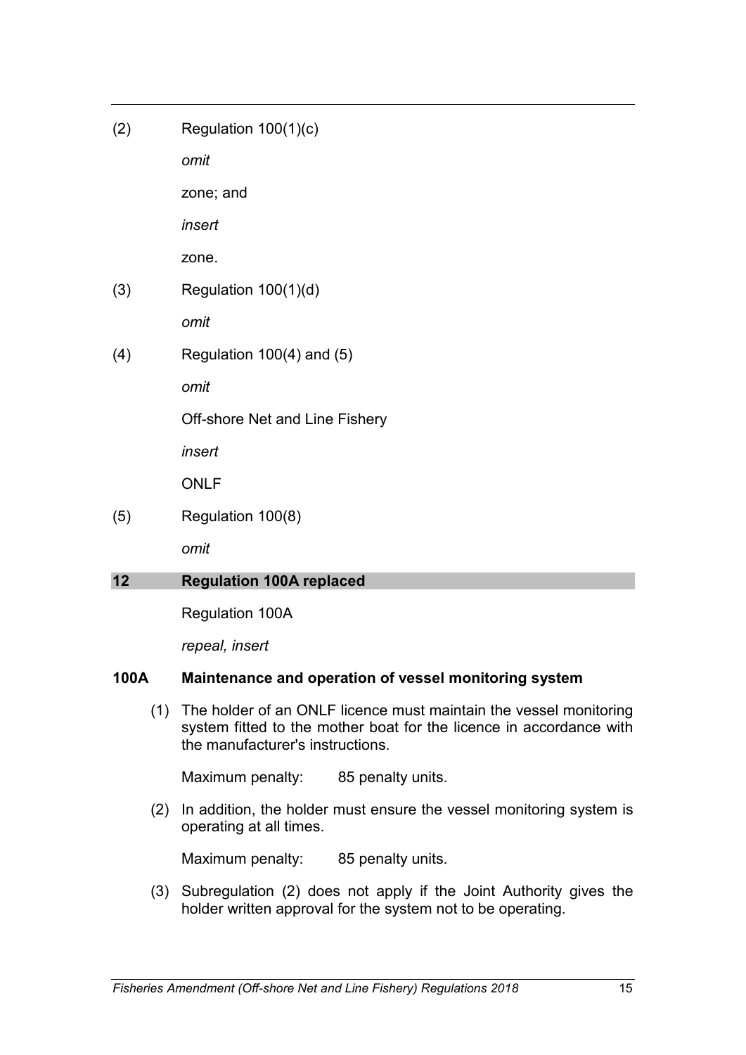(2) Regulation 100(1)(c)

*omit*

zone; and

*insert*

zone.

(3) Regulation 100(1)(d)

*omit*

(4) Regulation 100(4) and (5)

*omit*

Off-shore Net and Line Fishery

*insert*

ONLF

(5) Regulation 100(8)

*omit*

## 12 Regulation 100A replaced

Regulation 100A

*repeal, insert*

### 100A Maintenance and operation of vessel monitoring system

(1) The holder of an ONLF licence must maintain the vessel monitoring system fitted to the mother boat for the licence in accordance with the manufacturer's instructions.

Maximum penalty: 85 penalty units.

(2) In addition, the holder must ensure the vessel monitoring system is operating at all times.

Maximum penalty: 85 penalty units.

(3) Subregulation (2) does not apply if the Joint Authority gives the holder written approval for the system not to be operating.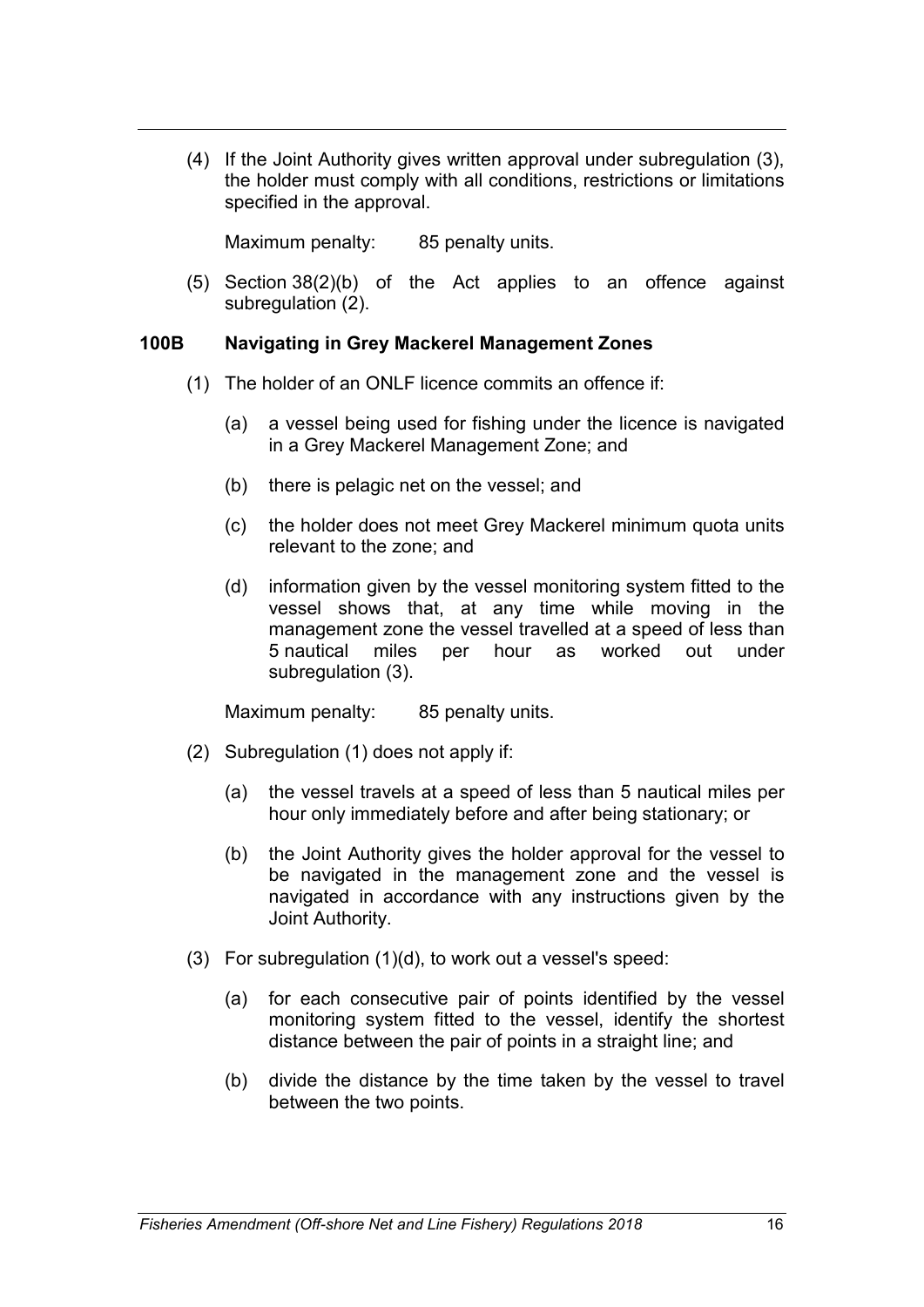(4) If the Joint Authority gives written approval under subregulation (3), the holder must comply with all conditions, restrictions or limitations specified in the approval.

Maximum penalty: 85 penalty units.

(5) Section 38(2)(b) of the Act applies to an offence against subregulation (2).

### 100B Navigating in Grey Mackerel Management Zones

(1) The holder of an ONLF licence commits an offence if:

(a) a vessel being used for fishing under the licence is navigated in a Grey Mackerel Management Zone; and

(b) there is pelagic net on the vessel; and

(c) the holder does not meet Grey Mackerel minimum quota units relevant to the zone; and

(d) information given by the vessel monitoring system fitted to the vessel shows that, at any time while moving in the management zone the vessel travelled at a speed of less than 5 nautical miles per hour as worked out under subregulation (3).

Maximum penalty: 85 penalty units.

(2) Subregulation (1) does not apply if:

(a) the vessel travels at a speed of less than 5 nautical miles per hour only immediately before and after being stationary; or

(b) the Joint Authority gives the holder approval for the vessel to be navigated in the management zone and the vessel is navigated in accordance with any instructions given by the Joint Authority.

(3) For subregulation (1)(d), to work out a vessel's speed:

(a) for each consecutive pair of points identified by the vessel monitoring system fitted to the vessel, identify the shortest distance between the pair of points in a straight line; and

(b) divide the distance by the time taken by the vessel to travel between the two points.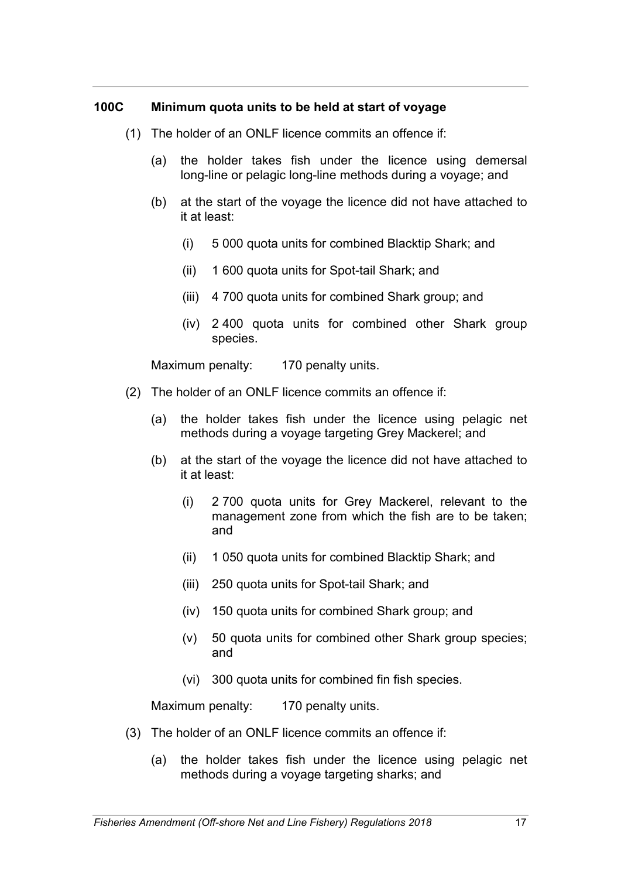### 100C Minimum quota units to be held at start of voyage

(1) The holder of an ONLF licence commits an offence if:

(a) the holder takes fish under the licence using demersal long-line or pelagic long-line methods during a voyage; and

(b) at the start of the voyage the licence did not have attached to it at least:

(i) 5 000 quota units for combined Blacktip Shark; and

(ii) 1 600 quota units for Spot-tail Shark; and

(iii) 4 700 quota units for combined Shark group; and

(iv) 2 400 quota units for combined other Shark group species.

Maximum penalty: 170 penalty units.

(2) The holder of an ONLF licence commits an offence if:

(a) the holder takes fish under the licence using pelagic net methods during a voyage targeting Grey Mackerel; and

(b) at the start of the voyage the licence did not have attached to it at least:

(i) 2 700 quota units for Grey Mackerel, relevant to the management zone from which the fish are to be taken; and

(ii) 1 050 quota units for combined Blacktip Shark; and

(iii) 250 quota units for Spot-tail Shark; and

(iv) 150 quota units for combined Shark group; and

(v) 50 quota units for combined other Shark group species; and

(vi) 300 quota units for combined fin fish species.

Maximum penalty: 170 penalty units.

(3) The holder of an ONLF licence commits an offence if:

(a) the holder takes fish under the licence using pelagic net methods during a voyage targeting sharks; and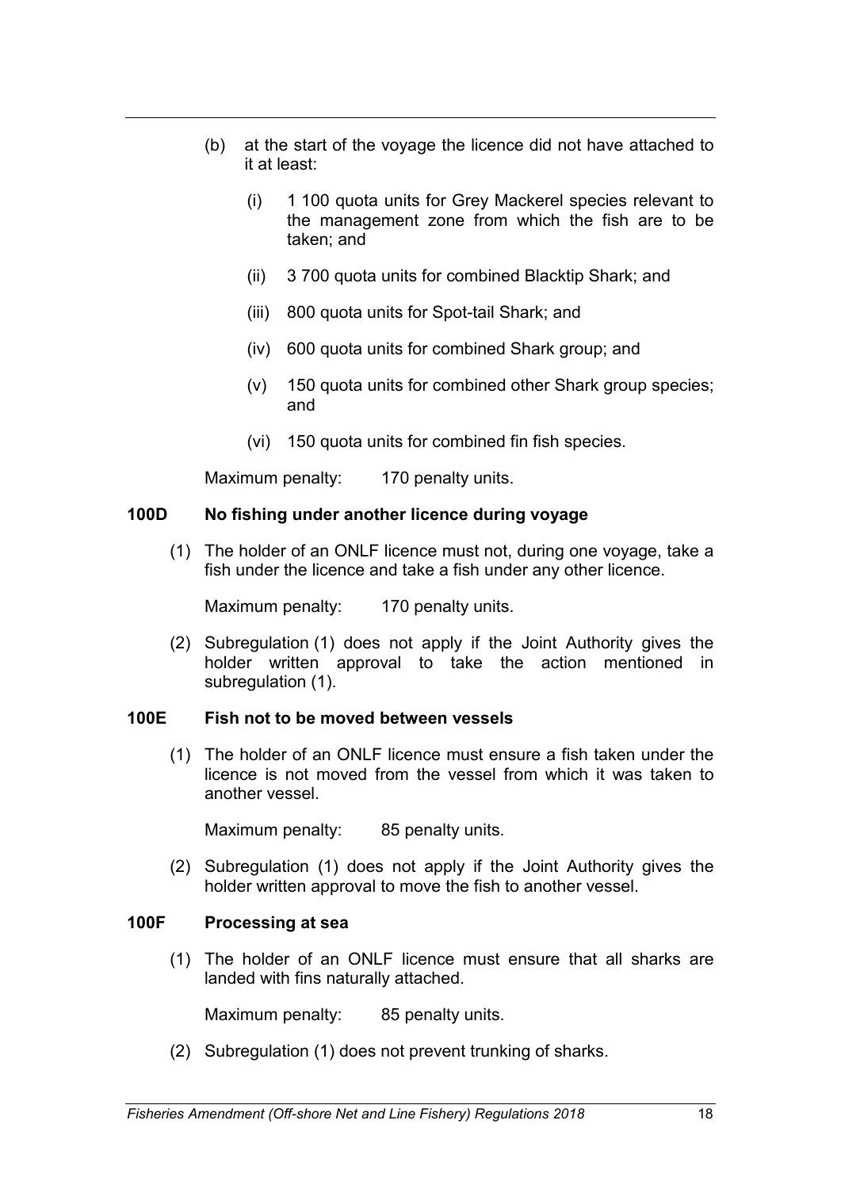(b) at the start of the voyage the licence did not have attached to it at least:

   (i) 1 100 quota units for Grey Mackerel species relevant to the management zone from which the fish are to be taken; and

   (ii) 3 700 quota units for combined Blacktip Shark; and

   (iii) 800 quota units for Spot-tail Shark; and

   (iv) 600 quota units for combined Shark group; and

   (v) 150 quota units for combined other Shark group species; and

   (vi) 150 quota units for combined fin fish species.

Maximum penalty: 170 penalty units.

### 100D No fishing under another licence during voyage

(1) The holder of an ONLF licence must not, during one voyage, take a fish under the licence and take a fish under any other licence.

Maximum penalty: 170 penalty units.

(2) Subregulation (1) does not apply if the Joint Authority gives the holder written approval to take the action mentioned in subregulation (1).

### 100E Fish not to be moved between vessels

(1) The holder of an ONLF licence must ensure a fish taken under the licence is not moved from the vessel from which it was taken to another vessel.

Maximum penalty: 85 penalty units.

(2) Subregulation (1) does not apply if the Joint Authority gives the holder written approval to move the fish to another vessel.

### 100F Processing at sea

(1) The holder of an ONLF licence must ensure that all sharks are landed with fins naturally attached.

Maximum penalty: 85 penalty units.

(2) Subregulation (1) does not prevent trunking of sharks.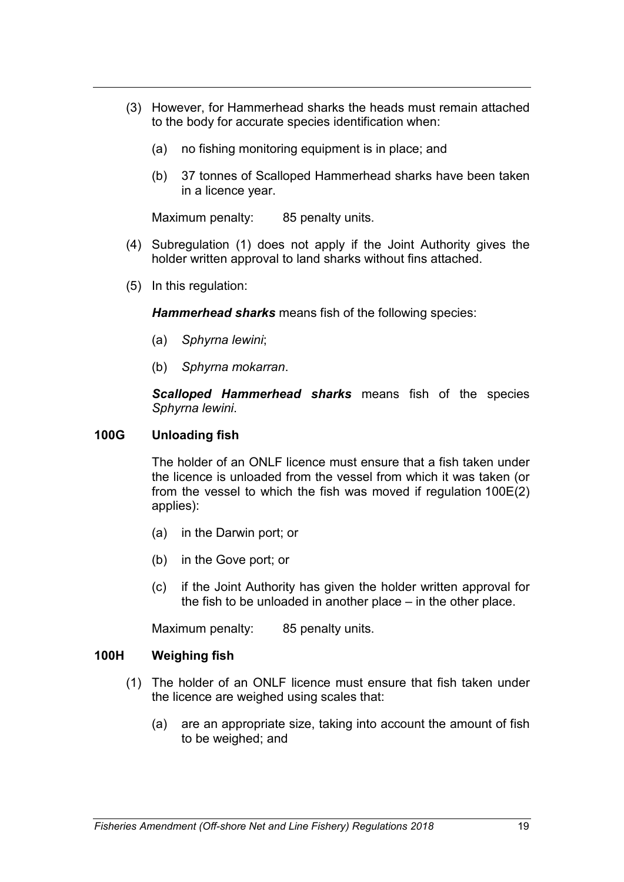(3) However, for Hammerhead sharks the heads must remain attached to the body for accurate species identification when:

(a) no fishing monitoring equipment is in place; and

(b) 37 tonnes of Scalloped Hammerhead sharks have been taken in a licence year.

Maximum penalty: 85 penalty units.

(4) Subregulation (1) does not apply if the Joint Authority gives the holder written approval to land sharks without fins attached.

(5) In this regulation:

***Hammerhead sharks*** means fish of the following species:

(a) *Sphyrna lewini*;

(b) *Sphyrna mokarran*.

***Scalloped Hammerhead sharks*** means fish of the species *Sphyrna lewini*.

### 100G Unloading fish

The holder of an ONLF licence must ensure that a fish taken under the licence is unloaded from the vessel from which it was taken (or from the vessel to which the fish was moved if regulation 100E(2) applies):

(a) in the Darwin port; or

(b) in the Gove port; or

(c) if the Joint Authority has given the holder written approval for the fish to be unloaded in another place – in the other place.

Maximum penalty: 85 penalty units.

### 100H Weighing fish

(1) The holder of an ONLF licence must ensure that fish taken under the licence are weighed using scales that:

(a) are an appropriate size, taking into account the amount of fish to be weighed; and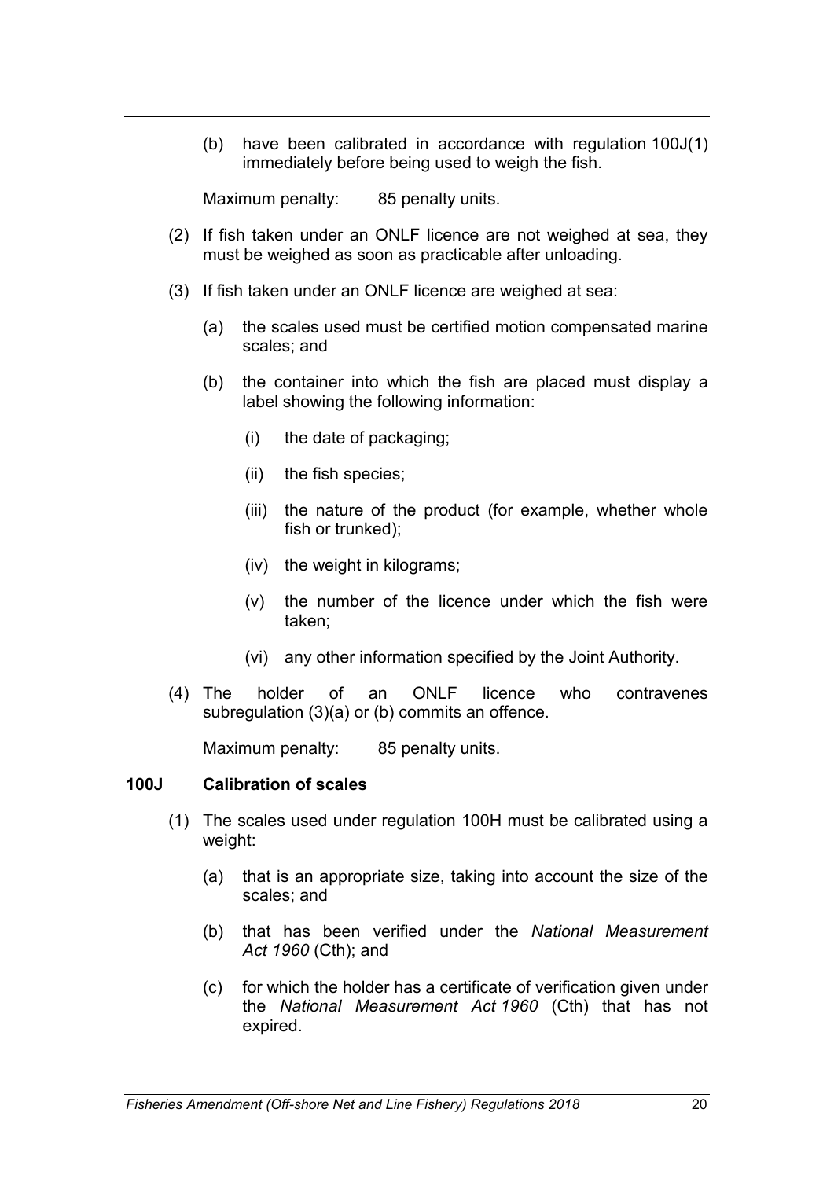(b) have been calibrated in accordance with regulation 100J(1) immediately before being used to weigh the fish.

Maximum penalty: 85 penalty units.

(2) If fish taken under an ONLF licence are not weighed at sea, they must be weighed as soon as practicable after unloading.

(3) If fish taken under an ONLF licence are weighed at sea:

(a) the scales used must be certified motion compensated marine scales; and

(b) the container into which the fish are placed must display a label showing the following information:

(i) the date of packaging;

(ii) the fish species;

(iii) the nature of the product (for example, whether whole fish or trunked);

(iv) the weight in kilograms;

(v) the number of the licence under which the fish were taken;

(vi) any other information specified by the Joint Authority.

(4) The holder of an ONLF licence who contravenes subregulation (3)(a) or (b) commits an offence.

Maximum penalty: 85 penalty units.

**100J Calibration of scales**

(1) The scales used under regulation 100H must be calibrated using a weight:

(a) that is an appropriate size, taking into account the size of the scales; and

(b) that has been verified under the *National Measurement Act 1960* (Cth); and

(c) for which the holder has a certificate of verification given under the *National Measurement Act 1960* (Cth) that has not expired.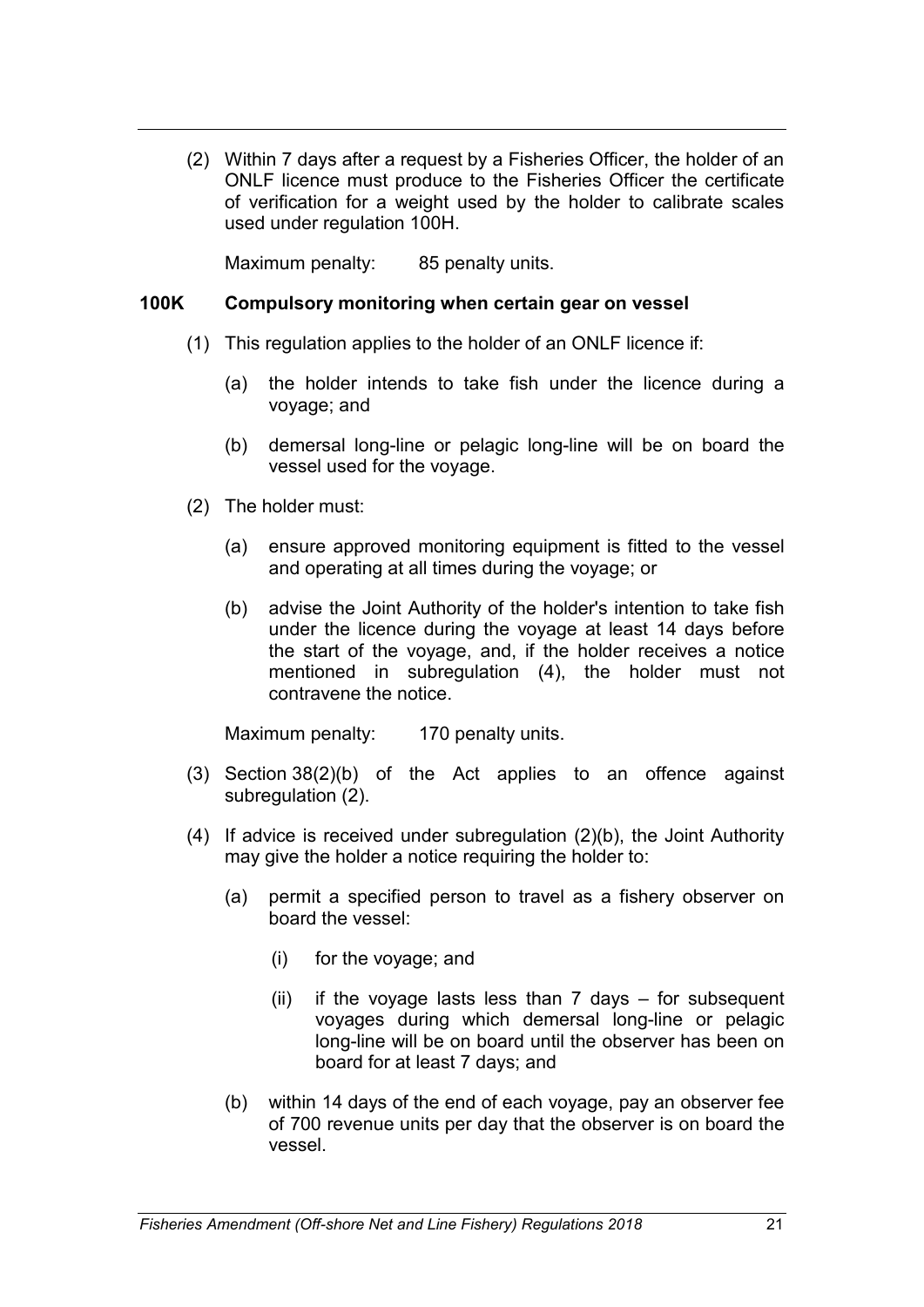(2) Within 7 days after a request by a Fisheries Officer, the holder of an ONLF licence must produce to the Fisheries Officer the certificate of verification for a weight used by the holder to calibrate scales used under regulation 100H.

Maximum penalty: 85 penalty units.

### 100K Compulsory monitoring when certain gear on vessel

(1) This regulation applies to the holder of an ONLF licence if:

(a) the holder intends to take fish under the licence during a voyage; and

(b) demersal long-line or pelagic long-line will be on board the vessel used for the voyage.

(2) The holder must:

(a) ensure approved monitoring equipment is fitted to the vessel and operating at all times during the voyage; or

(b) advise the Joint Authority of the holder's intention to take fish under the licence during the voyage at least 14 days before the start of the voyage, and, if the holder receives a notice mentioned in subregulation (4), the holder must not contravene the notice.

Maximum penalty: 170 penalty units.

(3) Section 38(2)(b) of the Act applies to an offence against subregulation (2).

(4) If advice is received under subregulation (2)(b), the Joint Authority may give the holder a notice requiring the holder to:

(a) permit a specified person to travel as a fishery observer on board the vessel:

(i) for the voyage; and

(ii) if the voyage lasts less than 7 days – for subsequent voyages during which demersal long-line or pelagic long-line will be on board until the observer has been on board for at least 7 days; and

(b) within 14 days of the end of each voyage, pay an observer fee of 700 revenue units per day that the observer is on board the vessel.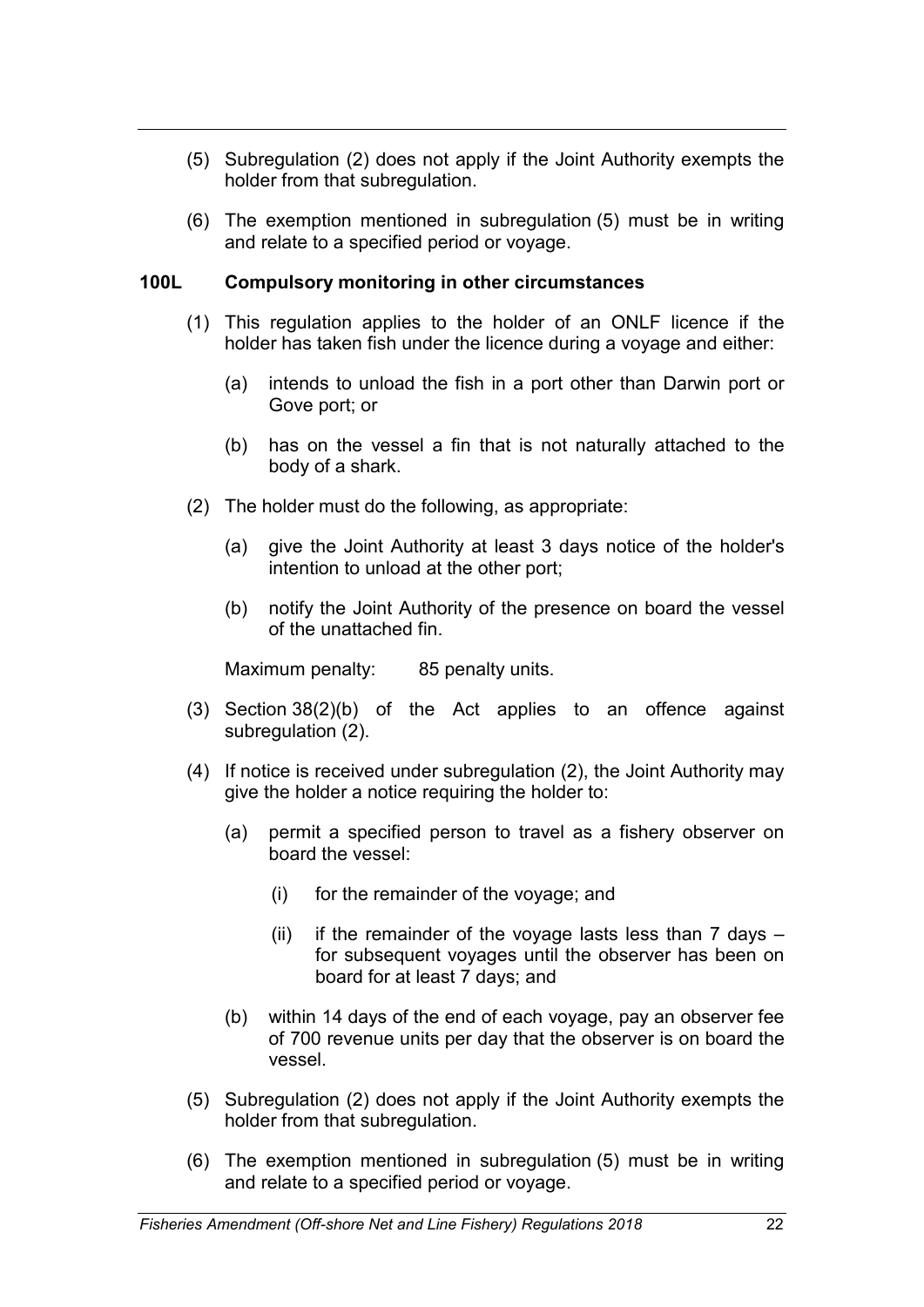(5) Subregulation (2) does not apply if the Joint Authority exempts the holder from that subregulation.

(6) The exemption mentioned in subregulation (5) must be in writing and relate to a specified period or voyage.

### 100L Compulsory monitoring in other circumstances

(1) This regulation applies to the holder of an ONLF licence if the holder has taken fish under the licence during a voyage and either:

  (a) intends to unload the fish in a port other than Darwin port or Gove port; or

  (b) has on the vessel a fin that is not naturally attached to the body of a shark.

(2) The holder must do the following, as appropriate:

  (a) give the Joint Authority at least 3 days notice of the holder's intention to unload at the other port;

  (b) notify the Joint Authority of the presence on board the vessel of the unattached fin.

Maximum penalty: 85 penalty units.

(3) Section 38(2)(b) of the Act applies to an offence against subregulation (2).

(4) If notice is received under subregulation (2), the Joint Authority may give the holder a notice requiring the holder to:

  (a) permit a specified person to travel as a fishery observer on board the vessel:

    (i) for the remainder of the voyage; and

    (ii) if the remainder of the voyage lasts less than 7 days – for subsequent voyages until the observer has been on board for at least 7 days; and

  (b) within 14 days of the end of each voyage, pay an observer fee of 700 revenue units per day that the observer is on board the vessel.

(5) Subregulation (2) does not apply if the Joint Authority exempts the holder from that subregulation.

(6) The exemption mentioned in subregulation (5) must be in writing and relate to a specified period or voyage.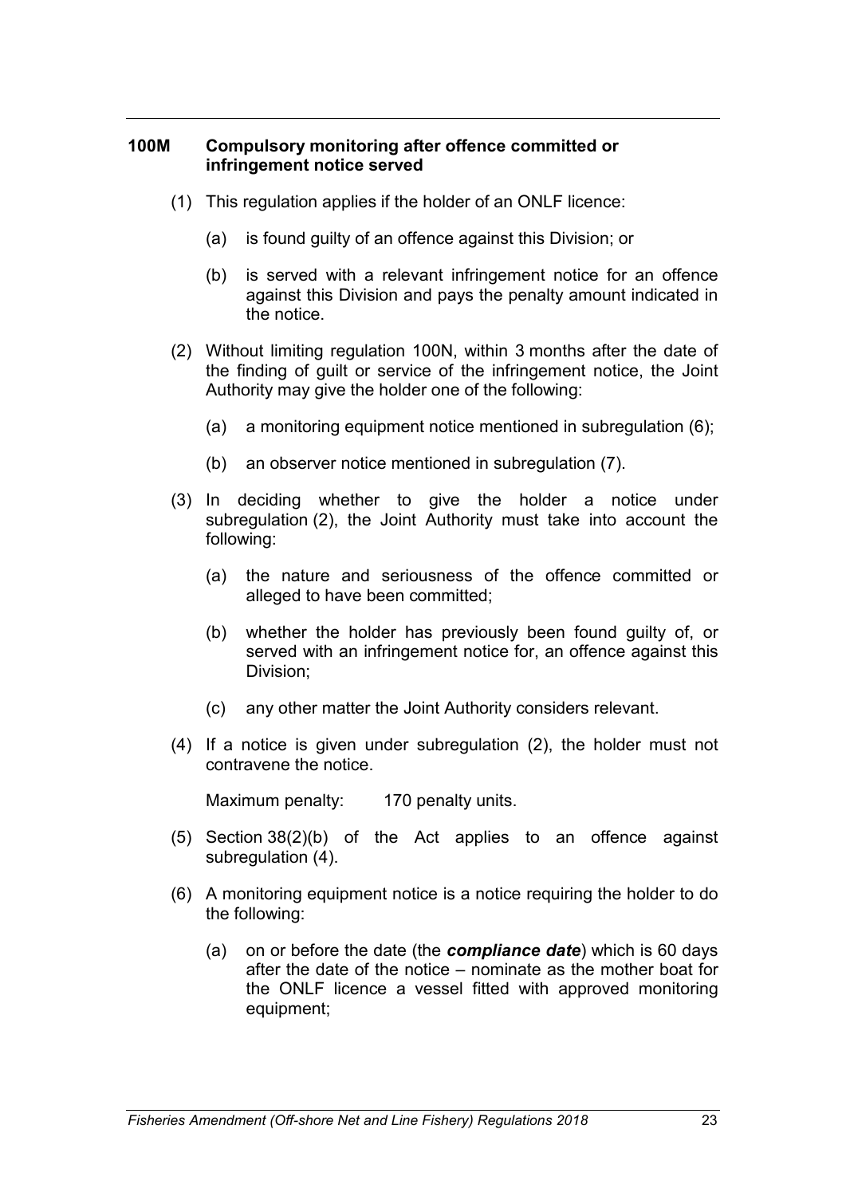### 100M Compulsory monitoring after offence committed or infringement notice served

(1) This regulation applies if the holder of an ONLF licence:

(a) is found guilty of an offence against this Division; or

(b) is served with a relevant infringement notice for an offence against this Division and pays the penalty amount indicated in the notice.

(2) Without limiting regulation 100N, within 3 months after the date of the finding of guilt or service of the infringement notice, the Joint Authority may give the holder one of the following:

(a) a monitoring equipment notice mentioned in subregulation (6);

(b) an observer notice mentioned in subregulation (7).

(3) In deciding whether to give the holder a notice under subregulation (2), the Joint Authority must take into account the following:

(a) the nature and seriousness of the offence committed or alleged to have been committed;

(b) whether the holder has previously been found guilty of, or served with an infringement notice for, an offence against this Division;

(c) any other matter the Joint Authority considers relevant.

(4) If a notice is given under subregulation (2), the holder must not contravene the notice.

Maximum penalty: 170 penalty units.

(5) Section 38(2)(b) of the Act applies to an offence against subregulation (4).

(6) A monitoring equipment notice is a notice requiring the holder to do the following:

(a) on or before the date (the ***compliance date***) which is 60 days after the date of the notice – nominate as the mother boat for the ONLF licence a vessel fitted with approved monitoring equipment;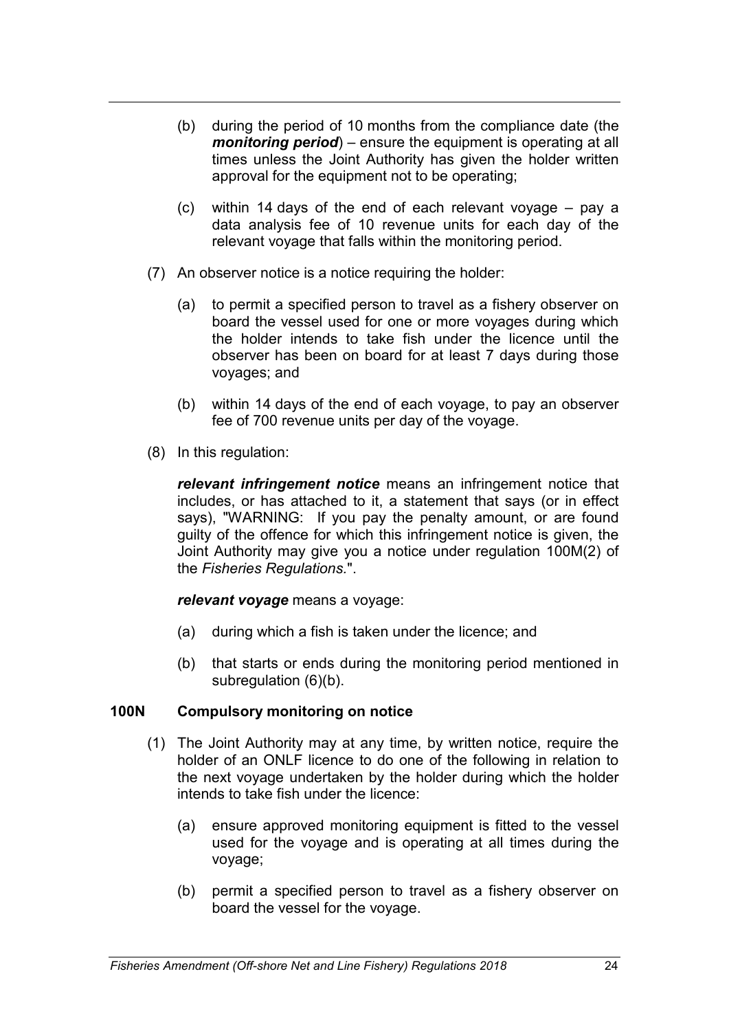(b) during the period of 10 months from the compliance date (the ***monitoring period***) – ensure the equipment is operating at all times unless the Joint Authority has given the holder written approval for the equipment not to be operating;

(c) within 14 days of the end of each relevant voyage – pay a data analysis fee of 10 revenue units for each day of the relevant voyage that falls within the monitoring period.

(7) An observer notice is a notice requiring the holder:

(a) to permit a specified person to travel as a fishery observer on board the vessel used for one or more voyages during which the holder intends to take fish under the licence until the observer has been on board for at least 7 days during those voyages; and

(b) within 14 days of the end of each voyage, to pay an observer fee of 700 revenue units per day of the voyage.

(8) In this regulation:

***relevant infringement notice*** means an infringement notice that includes, or has attached to it, a statement that says (or in effect says), "WARNING: If you pay the penalty amount, or are found guilty of the offence for which this infringement notice is given, the Joint Authority may give you a notice under regulation 100M(2) of the *Fisheries Regulations.*".

***relevant voyage*** means a voyage:

(a) during which a fish is taken under the licence; and

(b) that starts or ends during the monitoring period mentioned in subregulation (6)(b).

**100N Compulsory monitoring on notice**

(1) The Joint Authority may at any time, by written notice, require the holder of an ONLF licence to do one of the following in relation to the next voyage undertaken by the holder during which the holder intends to take fish under the licence:

(a) ensure approved monitoring equipment is fitted to the vessel used for the voyage and is operating at all times during the voyage;

(b) permit a specified person to travel as a fishery observer on board the vessel for the voyage.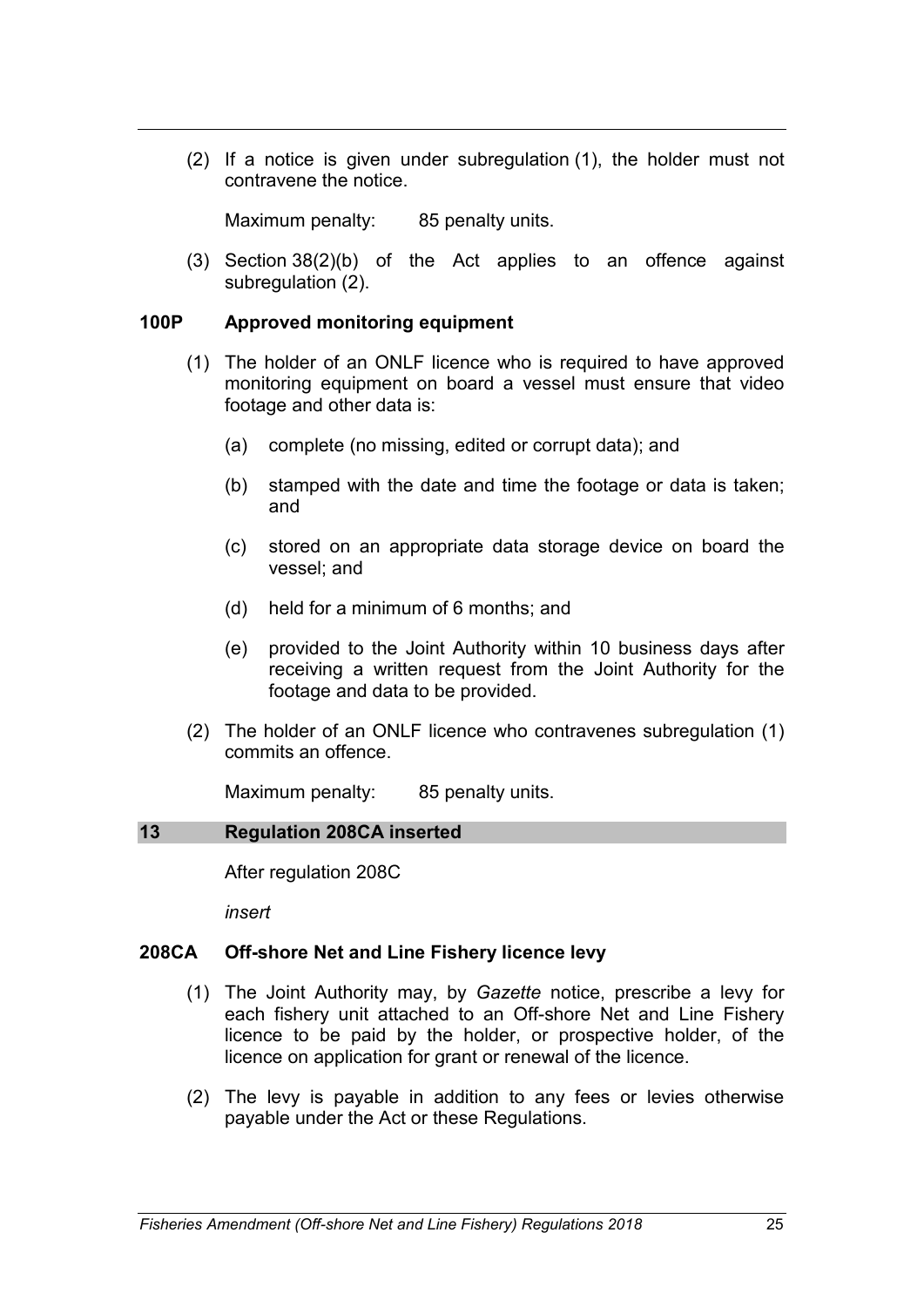(2) If a notice is given under subregulation (1), the holder must not contravene the notice.

Maximum penalty: 85 penalty units.

(3) Section 38(2)(b) of the Act applies to an offence against subregulation (2).

### 100P Approved monitoring equipment

(1) The holder of an ONLF licence who is required to have approved monitoring equipment on board a vessel must ensure that video footage and other data is:

(a) complete (no missing, edited or corrupt data); and

(b) stamped with the date and time the footage or data is taken; and

(c) stored on an appropriate data storage device on board the vessel; and

(d) held for a minimum of 6 months; and

(e) provided to the Joint Authority within 10 business days after receiving a written request from the Joint Authority for the footage and data to be provided.

(2) The holder of an ONLF licence who contravenes subregulation (1) commits an offence.

Maximum penalty: 85 penalty units.

## 13 Regulation 208CA inserted

After regulation 208C

*insert*

### 208CA Off-shore Net and Line Fishery licence levy

(1) The Joint Authority may, by *Gazette* notice, prescribe a levy for each fishery unit attached to an Off-shore Net and Line Fishery licence to be paid by the holder, or prospective holder, of the licence on application for grant or renewal of the licence.

(2) The levy is payable in addition to any fees or levies otherwise payable under the Act or these Regulations.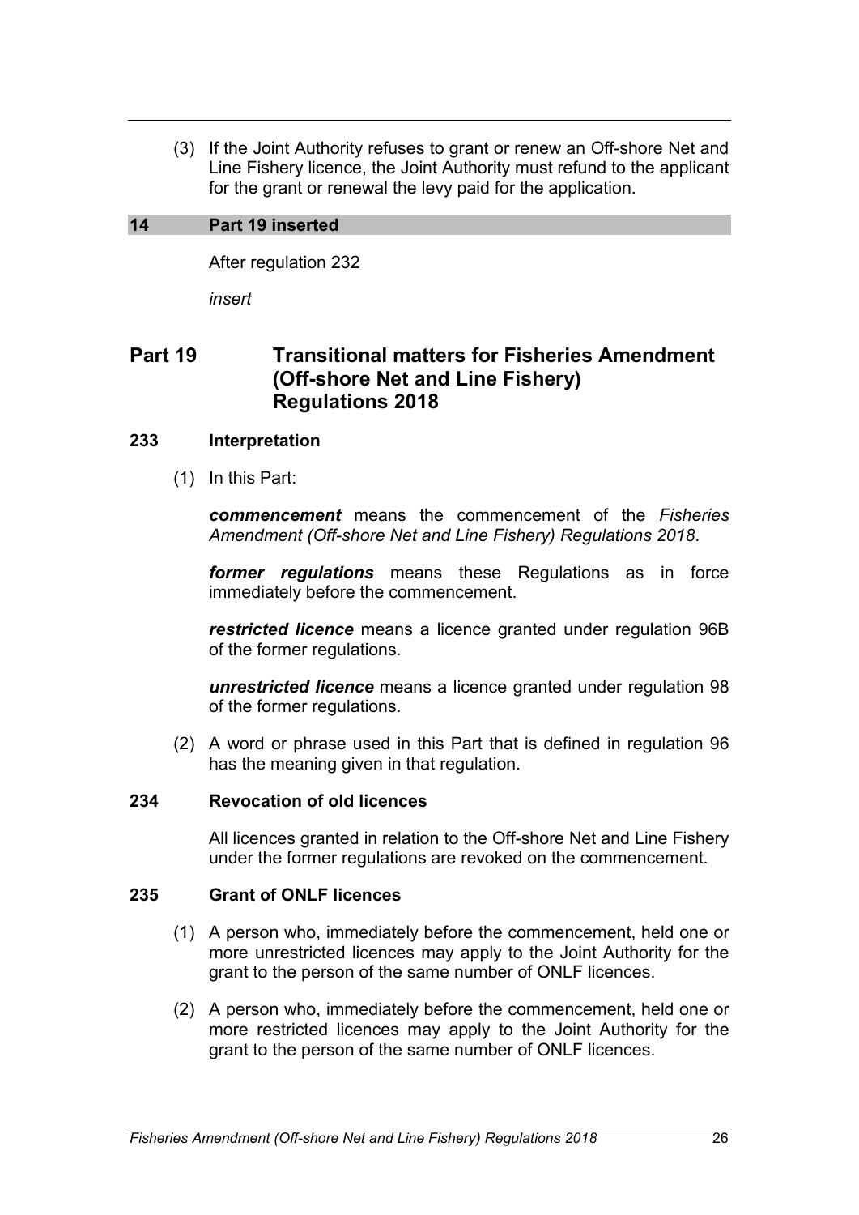(3) If the Joint Authority refuses to grant or renew an Off-shore Net and Line Fishery licence, the Joint Authority must refund to the applicant for the grant or renewal the levy paid for the application.

## 14 Part 19 inserted

After regulation 232

*insert*

# Part 19 Transitional matters for Fisheries Amendment (Off-shore Net and Line Fishery) Regulations 2018

### 233 Interpretation

(1) In this Part:

***commencement*** means the commencement of the *Fisheries Amendment (Off-shore Net and Line Fishery) Regulations 2018*.

***former regulations*** means these Regulations as in force immediately before the commencement.

***restricted licence*** means a licence granted under regulation 96B of the former regulations.

***unrestricted licence*** means a licence granted under regulation 98 of the former regulations.

(2) A word or phrase used in this Part that is defined in regulation 96 has the meaning given in that regulation.

### 234 Revocation of old licences

All licences granted in relation to the Off-shore Net and Line Fishery under the former regulations are revoked on the commencement.

### 235 Grant of ONLF licences

(1) A person who, immediately before the commencement, held one or more unrestricted licences may apply to the Joint Authority for the grant to the person of the same number of ONLF licences.

(2) A person who, immediately before the commencement, held one or more restricted licences may apply to the Joint Authority for the grant to the person of the same number of ONLF licences.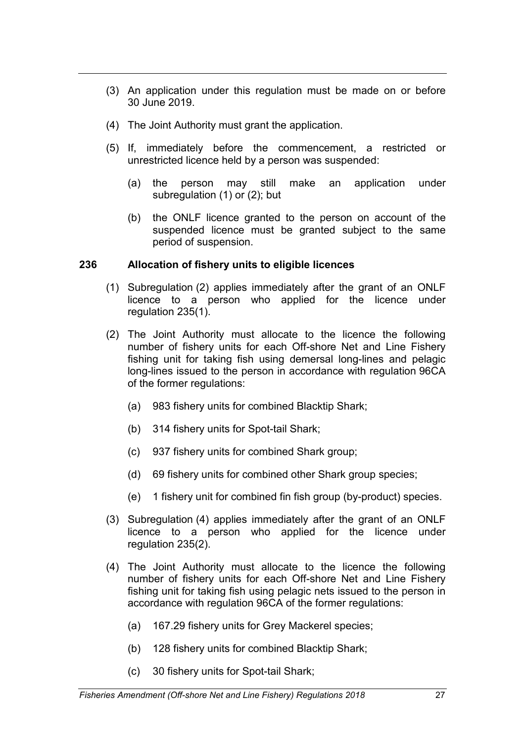(3) An application under this regulation must be made on or before 30 June 2019.

(4) The Joint Authority must grant the application.

(5) If, immediately before the commencement, a restricted or unrestricted licence held by a person was suspended:

(a) the person may still make an application under subregulation (1) or (2); but

(b) the ONLF licence granted to the person on account of the suspended licence must be granted subject to the same period of suspension.

### 236 Allocation of fishery units to eligible licences

(1) Subregulation (2) applies immediately after the grant of an ONLF licence to a person who applied for the licence under regulation 235(1).

(2) The Joint Authority must allocate to the licence the following number of fishery units for each Off-shore Net and Line Fishery fishing unit for taking fish using demersal long-lines and pelagic long-lines issued to the person in accordance with regulation 96CA of the former regulations:

(a) 983 fishery units for combined Blacktip Shark;

(b) 314 fishery units for Spot-tail Shark;

(c) 937 fishery units for combined Shark group;

(d) 69 fishery units for combined other Shark group species;

(e) 1 fishery unit for combined fin fish group (by-product) species.

(3) Subregulation (4) applies immediately after the grant of an ONLF licence to a person who applied for the licence under regulation 235(2).

(4) The Joint Authority must allocate to the licence the following number of fishery units for each Off-shore Net and Line Fishery fishing unit for taking fish using pelagic nets issued to the person in accordance with regulation 96CA of the former regulations:

(a) 167.29 fishery units for Grey Mackerel species;

(b) 128 fishery units for combined Blacktip Shark;

(c) 30 fishery units for Spot-tail Shark;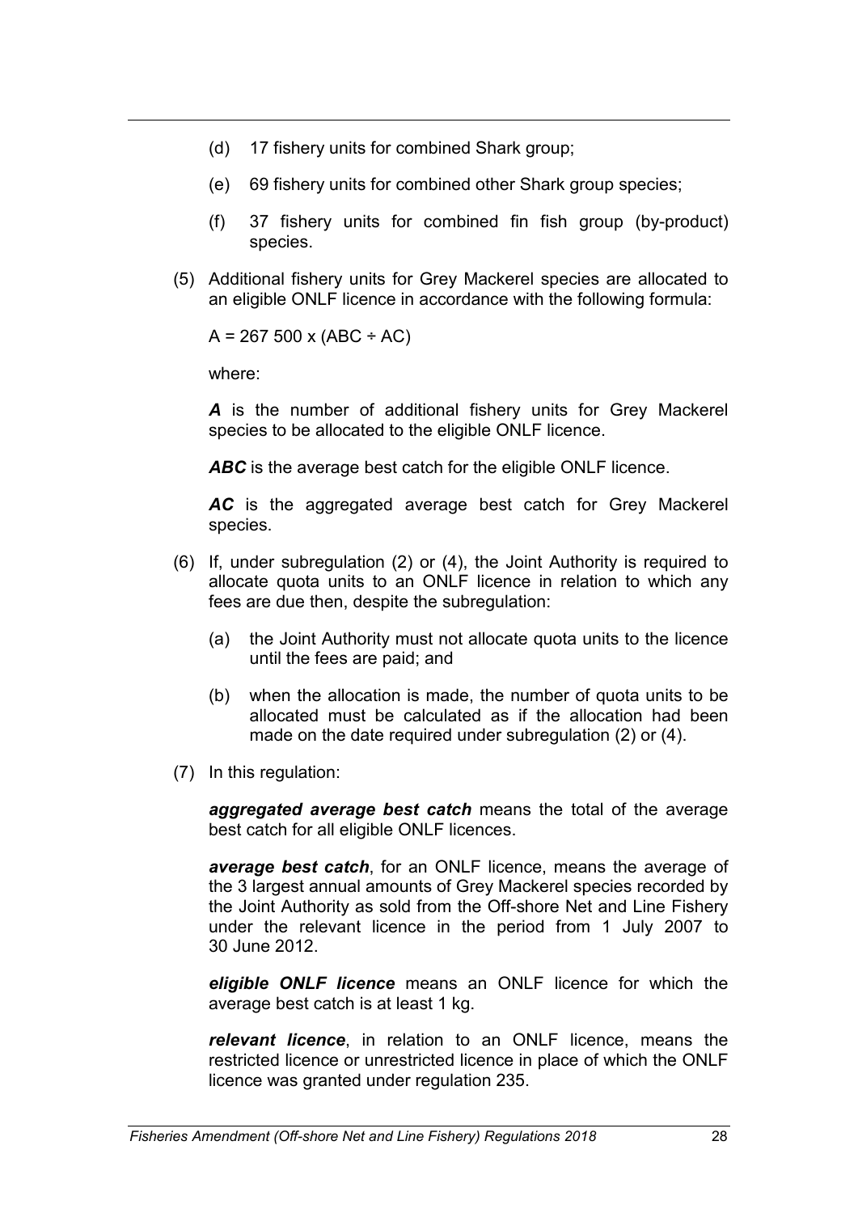(d) 17 fishery units for combined Shark group;

(e) 69 fishery units for combined other Shark group species;

(f) 37 fishery units for combined fin fish group (by-product) species.

(5) Additional fishery units for Grey Mackerel species are allocated to an eligible ONLF licence in accordance with the following formula:

$$A = 267\,500 \times (ABC \div AC)$$

where:

***A*** is the number of additional fishery units for Grey Mackerel species to be allocated to the eligible ONLF licence.

***ABC*** is the average best catch for the eligible ONLF licence.

***AC*** is the aggregated average best catch for Grey Mackerel species.

(6) If, under subregulation (2) or (4), the Joint Authority is required to allocate quota units to an ONLF licence in relation to which any fees are due then, despite the subregulation:

(a) the Joint Authority must not allocate quota units to the licence until the fees are paid; and

(b) when the allocation is made, the number of quota units to be allocated must be calculated as if the allocation had been made on the date required under subregulation (2) or (4).

(7) In this regulation:

***aggregated average best catch*** means the total of the average best catch for all eligible ONLF licences.

***average best catch***, for an ONLF licence, means the average of the 3 largest annual amounts of Grey Mackerel species recorded by the Joint Authority as sold from the Off-shore Net and Line Fishery under the relevant licence in the period from 1 July 2007 to 30 June 2012.

***eligible ONLF licence*** means an ONLF licence for which the average best catch is at least 1 kg.

***relevant licence***, in relation to an ONLF licence, means the restricted licence or unrestricted licence in place of which the ONLF licence was granted under regulation 235.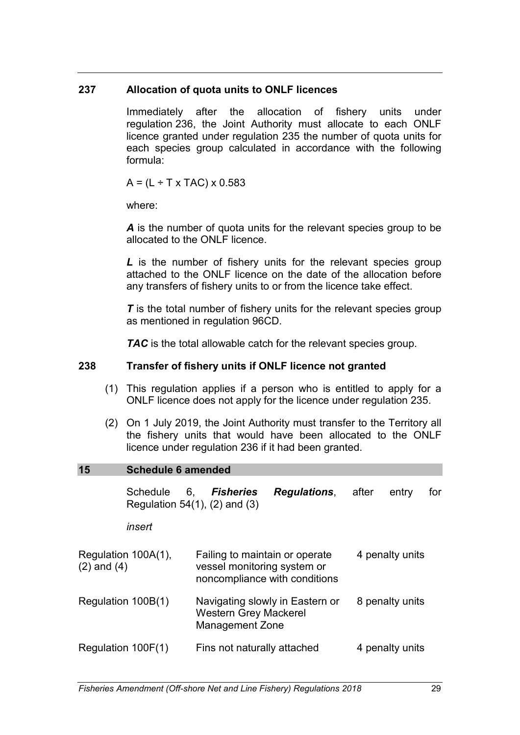### 237 Allocation of quota units to ONLF licences

Immediately after the allocation of fishery units under regulation 236, the Joint Authority must allocate to each ONLF licence granted under regulation 235 the number of quota units for each species group calculated in accordance with the following formula:

$$A = (L \div T \times TAC) \times 0.583$$

where:

***A*** is the number of quota units for the relevant species group to be allocated to the ONLF licence.

***L*** is the number of fishery units for the relevant species group attached to the ONLF licence on the date of the allocation before any transfers of fishery units to or from the licence take effect.

***T*** is the total number of fishery units for the relevant species group as mentioned in regulation 96CD.

***TAC*** is the total allowable catch for the relevant species group.

### 238 Transfer of fishery units if ONLF licence not granted

(1) This regulation applies if a person who is entitled to apply for a ONLF licence does not apply for the licence under regulation 235.

(2) On 1 July 2019, the Joint Authority must transfer to the Territory all the fishery units that would have been allocated to the ONLF licence under regulation 236 if it had been granted.

## 15 Schedule 6 amended

Schedule 6, ***Fisheries Regulations***, after entry for Regulation 54(1), (2) and (3)

*insert*

| | | |
|---|---|---|
| Regulation 100A(1), (2) and (4) | Failing to maintain or operate vessel monitoring system or noncompliance with conditions | 4 penalty units |
| Regulation 100B(1) | Navigating slowly in Eastern or Western Grey Mackerel Management Zone | 8 penalty units |
| Regulation 100F(1) | Fins not naturally attached | 4 penalty units |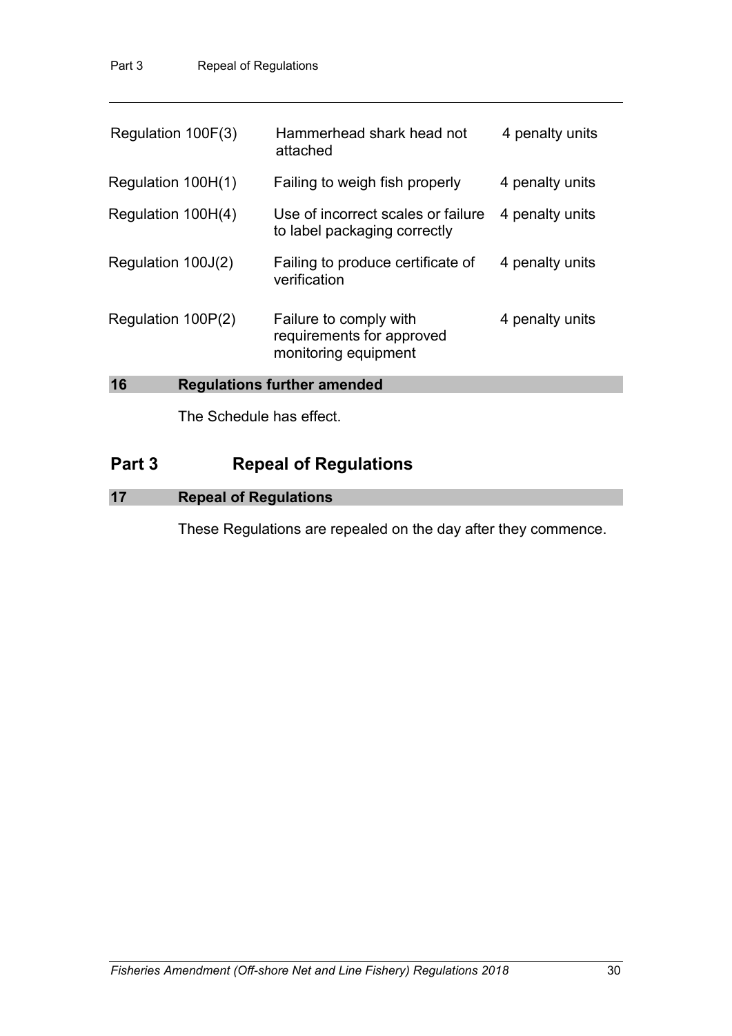| | | |
|---|---|---|
| Regulation 100F(3) | Hammerhead shark head not attached | 4 penalty units |
| Regulation 100H(1) | Failing to weigh fish properly | 4 penalty units |
| Regulation 100H(4) | Use of incorrect scales or failure to label packaging correctly | 4 penalty units |
| Regulation 100J(2) | Failing to produce certificate of verification | 4 penalty units |
| Regulation 100P(2) | Failure to comply with requirements for approved monitoring equipment | 4 penalty units |

### 16 Regulations further amended

The Schedule has effect.

## Part 3 Repeal of Regulations

### 17 Repeal of Regulations

These Regulations are repealed on the day after they commence.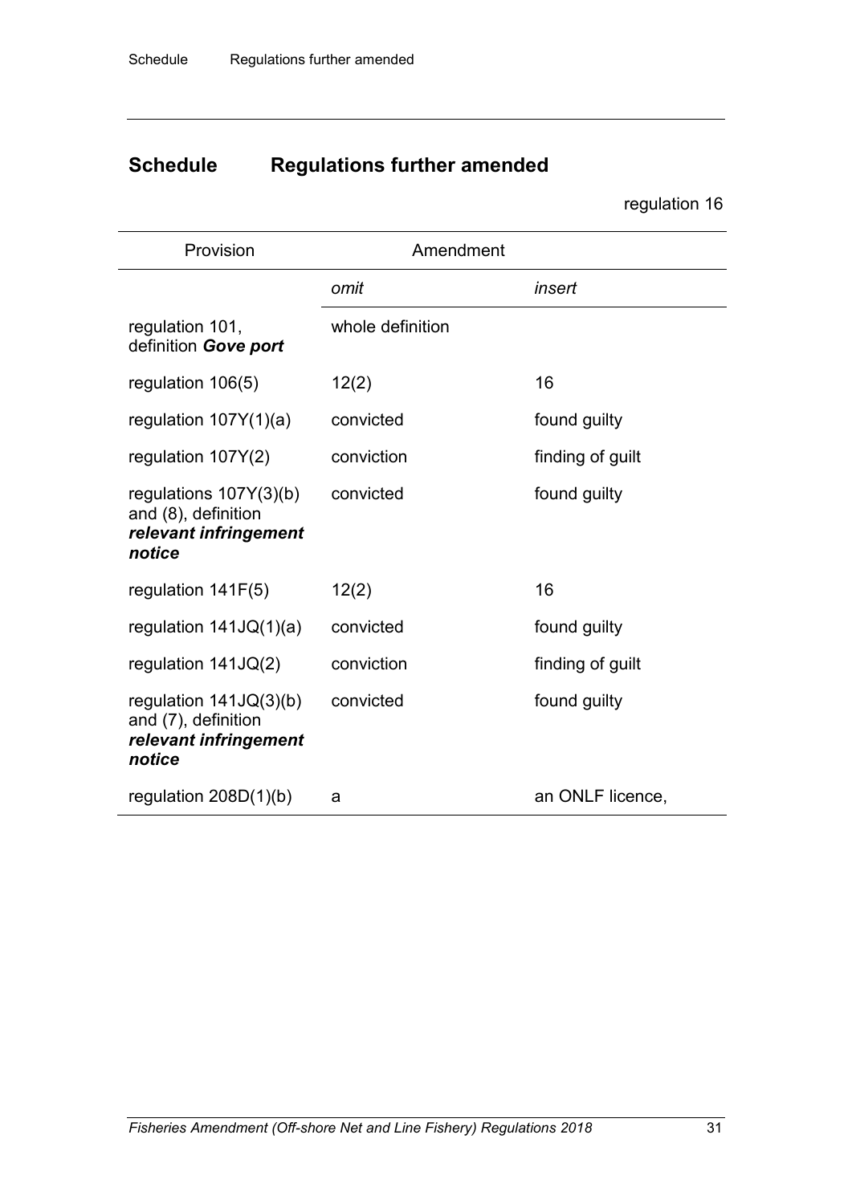## Schedule Regulations further amended

regulation 16

| Provision | Amendment | |
|---|---|---|
| | *omit* | *insert* |
| regulation 101, definition ***Gove port*** | whole definition | |
| regulation 106(5) | 12(2) | 16 |
| regulation 107Y(1)(a) | convicted | found guilty |
| regulation 107Y(2) | conviction | finding of guilt |
| regulations 107Y(3)(b) and (8), definition ***relevant infringement notice*** | convicted | found guilty |
| regulation 141F(5) | 12(2) | 16 |
| regulation 141JQ(1)(a) | convicted | found guilty |
| regulation 141JQ(2) | conviction | finding of guilt |
| regulation 141JQ(3)(b) and (7), definition ***relevant infringement notice*** | convicted | found guilty |
| regulation 208D(1)(b) | a | an ONLF licence, |